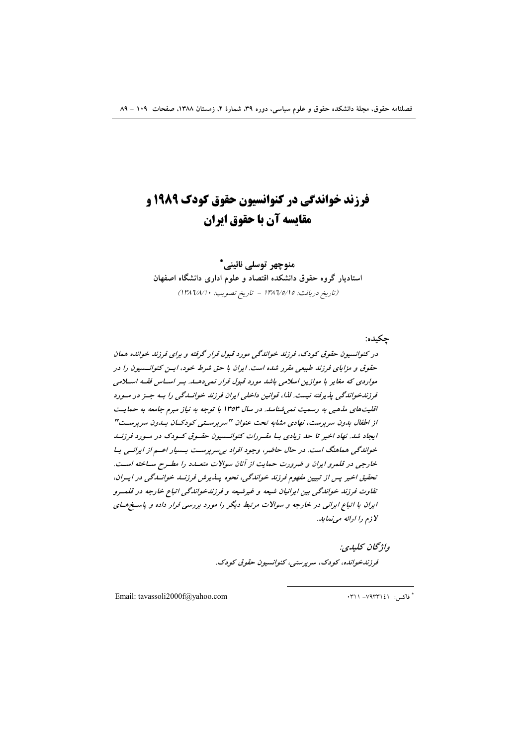# فرزند خواندگی در کنوانسیون حقوق کودک ۱۹۸۹ و مقایسه آن با حقوق ایران

**منوچهر توسلی نائینی***

**استادیار گروه حقوق دانشکده اقتصاد و علوم اداری دانشگاه اصفهان**

*(تاریخ دریافت: ۱۳۸۶/۵/۱۵ - تاریخ تصویب: ۱۳۸۶/۸/۱۰)*

**چکیده:**

*در کنوانسیون حقوق کودک، فرزند خواندگی مورد قبول قرار گرفته و برای فرزند خوانده همان حقوق و مزایای فرزند طبیعی مقرر شده است. ایران با حق شرط خود، این کنوانسیون را در مواردی که مغایر با موازین اسلامی باشد مورد قبول قرار نمی‌دهد. بر اساس فقه اسلامی فرزندخواندگی پذیرفته نیست. لذا، قوانین داخلی ایران فرزند خواندگی را به جز در مورد اقلیت‌های مذهبی به رسمیت نمی‌شناسد. در سال ۱۳۵۳ با توجه به نیاز مبرم جامعه به حمایت از اطفال بدون سرپرست، نهادی مشابه تحت عنوان "سرپرستی کودکان بدون سرپرست" ایجاد شد. نهاد اخیر تا حد زیادی با مقررات کنوانسیون حقوق کودک در مورد فرزند خواندگی هماهنگ است. در حال حاضر، وجود افراد بی‌سرپرست بسیار اعم از ایرانی یا خارجی در قلمرو ایران و ضرورت حمایت از آنان سوالات متعدد را مطرح ساخته است. تحقیق اخیر پس از تبیین مفهوم فرزند خواندگی، نحوه پذیرش فرزند خواندگی در ایران، تفاوت فرزند خواندگی بین ایرانیان شیعه و غیرشیعه و فرزندخواندگی اتباع خارجه در قلمرو ایران یا اتباع ایرانی در خارجه و سوالات مرتبط دیگر را مورد بررسی قرار داده و پاسخ‌های لازم را ارائه می‌نماید.*

***واژگان کلیدی:***

*فرزندخوانده، کودک، سرپرستی، کنوانسیون حقوق کودک.*

---

* فاکس: ۷۹۳۳۱۴۱- ۰۳۱۱

Email: tavassoli2000f@yahoo.com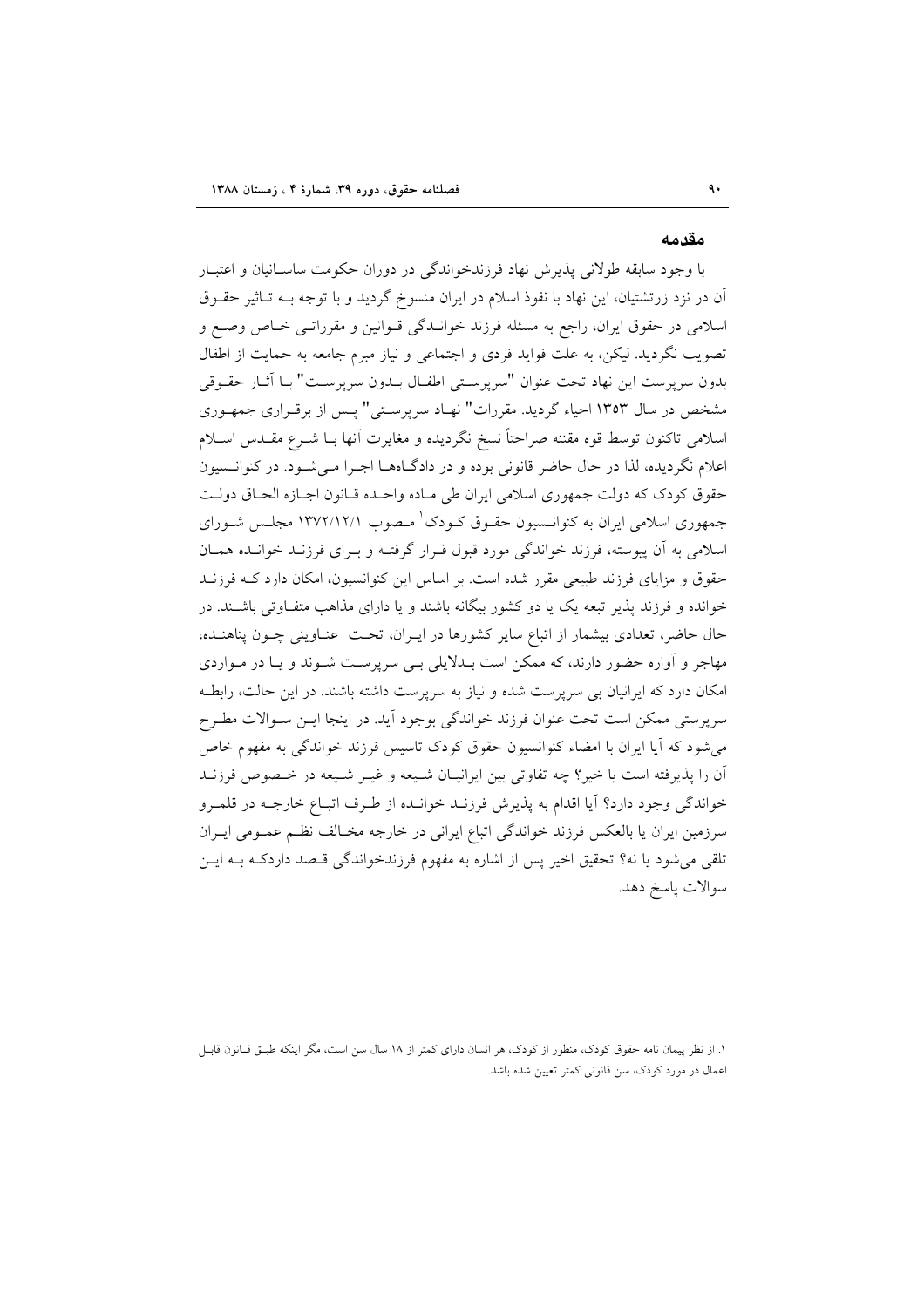## مقدمه

با وجود سابقه طولانی پذیرش نهاد فرزندخواندگی در دوران حکومت ساسانیان و اعتبار آن در نزد زرتشتیان، این نهاد با نفوذ اسلام در ایران منسوخ گردید و با توجه به تاثیر حقوق اسلامی در حقوق ایران، راجع به مسئله فرزند خواندگی قوانین و مقرراتی خاص وضع و تصویب نگردید. لیکن، به علت فواید فردی و اجتماعی و نیاز مبرم جامعه به حمایت از اطفال بدون سرپرست این نهاد تحت عنوان "سرپرستی اطفال بدون سرپرست" با آثار حقوقی مشخص در سال ۱۳۵۳ احیاء گردید. مقررات" نهاد سرپرستی" پس از برقراری جمهوری اسلامی تاکنون توسط قوه مقننه صراحتاً نسخ نگردیده و مغایرت آنها با شرع مقدس اسلام اعلام نگردیده، لذا در حال حاضر قانونی بوده و در دادگاهها اجرا می‌شود. در کنوانسیون حقوق کودک که دولت جمهوری اسلامی ایران طی ماده واحده قانون اجازه الحاق دولت جمهوری اسلامی ایران به کنوانسیون حقوق کودک[1] مصوب ۱۳۷۲/۱۲/۱ مجلس شورای اسلامی به آن پیوسته، فرزند خواندگی مورد قبول قرار گرفته و برای فرزند خوانده همان حقوق و مزایای فرزند طبیعی مقرر شده است. بر اساس این کنوانسیون، امکان دارد که فرزند خوانده و فرزند پذیر تبعه یک یا دو کشور بیگانه باشند و یا دارای مذاهب متفاوتی باشند. در حال حاضر، تعدادی بیشمار از اتباع سایر کشورها در ایران، تحت عناوینی چون پناهنده، مهاجر و آواره حضور دارند، که ممکن است بدلایلی بی سرپرست شوند و یا در مواردی امکان دارد که ایرانیان بی سرپرست شده و نیاز به سرپرست داشته باشند. در این حالت، رابطه سرپرستی ممکن است تحت عنوان فرزند خواندگی بوجود آید. در اینجا این سوالات مطرح می‌شود که آیا ایران با امضاء کنوانسیون حقوق کودک تاسیس فرزند خواندگی به مفهوم خاص آن را پذیرفته است یا خیر؟ چه تفاوتی بین ایرانیان شیعه و غیر شیعه در خصوص فرزند خواندگی وجود دارد؟ آیا اقدام به پذیرش فرزند خوانده از طرف اتباع خارجه در قلمرو سرزمین ایران یا بالعکس فرزند خواندگی اتباع ایرانی در خارجه مخالف نظم عمومی ایران تلقی می‌شود یا نه؟ تحقیق اخیر پس از اشاره به مفهوم فرزندخواندگی قصد داردکه به این سوالات پاسخ دهد.

---

۱. از نظر پیمان نامه حقوق کودک، منظور از کودک، هر انسان دارای کمتر از ۱۸ سال سن است، مگر اینکه طبق قانون قابل اعمال در مورد کودک، سن قانونی کمتر تعیین شده باشد.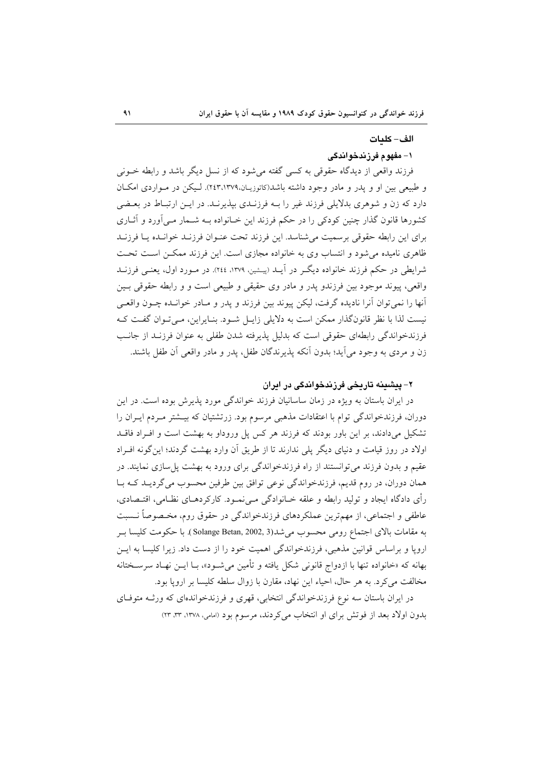### الف- کلیات

#### ۱- مفهوم فرزندخواندگی

فرزند واقعی از دیدگاه حقوقی به کسی گفته می‌شود که از نسل دیگر باشد و رابطه خونی و طبیعی بین او و پدر و مادر وجود داشته باشد(کاتوزیان،۱۳۷۹،۲٤۳). لیکن در مواردی امکان دارد که زن و شوهری بدلایلی فرزند غیر را به فرزندی بپذیرند. در این ارتباط در بعضی کشورها قانون گذار چنین کودکی را در حکم فرزند این خانواده به شمار می‌آورد و آثاری برای این رابطه حقوقی برسمیت می‌شناسد. این فرزند تحت عنوان فرزند خوانده یا فرزند ظاهری نامیده می‌شود و انتساب وی به خانواده مجازی است. این فرزند ممکن است تحت شرایطی در حکم فرزند خانواده دیگر در آید (پیشین، ۱۳۷۹، ۲٤٤). در مورد اول، یعنی فرزند واقعی، پیوند موجود بین فرزندو پدر و مادر وی حقیقی و طبیعی است و و رابطه حقوقی بین آنها را نمی‌توان آنرا نادیده گرفت، لیکن پیوند بین فرزند و پدر و مادر خوانده چون واقعی نیست لذا با نظر قانونگذار ممکن است به دلایلی زایل شود. بنابراین، می‌توان گفت که فرزندخواندگی رابطه‌ای حقوقی است که بدلیل پذیرفته شدن طفلی به عنوان فرزند از جانب زن و مردی به وجود می‌آید؛ بدون آنکه پذیرندگان طفل، پدر و مادر واقعی آن طفل باشند.

#### ۲- پیشینه تاریخی فرزندخواندگی در ایران

در ایران باستان به ویژه در زمان ساسانیان فرزند خواندگی مورد پذیرش بوده است. در این دوران، فرزندخواندگی توام با اعتقادات مذهبی مرسوم بود. زرتشتیان که بیشتر مردم ایران را تشکیل می‌دادند، بر این باور بودند که فرزند هر کس پل ورودواو به بهشت است و افراد فاقد اولاد در روز قیامت و دنیای دیگر پلی ندارند تا از طریق آن وارد بهشت گردند؛ این‌گونه افراد عقیم و بدون فرزند می‌توانستند از راه فرزندخواندگی برای ورود به بهشت پل‌سازی نمایند. در همان دوران، در روم قدیم، فرزندخواندگی نوعی توافق بین طرفین محسوب می‌گردید که با رأی دادگاه ایجاد و تولید رابطه و علقه خانوادگی می‌نمود. کارکردهای نظامی، اقتصادی، عاطفی و اجتماعی، از مهم‌ترین عملکردهای فرزندخواندگی در حقوق روم، مخصوصاً نسبت به مقامات بالای اجتماع رومی محسوب می‌شد(Solange Betan, 2002, 3 ). با حکومت کلیسا بر اروپا و براساس قوانین مذهبی، فرزندخواندگی اهمیت خود را از دست داد. زیرا کلیسا به این بهانه که «خانواده تنها با ازدواج قانونی شکل یافته و تأمین می‌شود»، با این نهاد سرسختانه مخالفت می‌کرد. به هر حال، احیاء این نهاد، مقارن با زوال سلطه کلیسا بر اروپا بود.

در ایران باستان سه نوع فرزندخواندگی انتخابی، قهری و فرزندخوانده‌ای که ورثه متوفای بدون اولاد بعد از فوتش برای او انتخاب می‌کردند، مرسوم بود (امامی، ۱۳۷۸، ۳۳، ۲۳)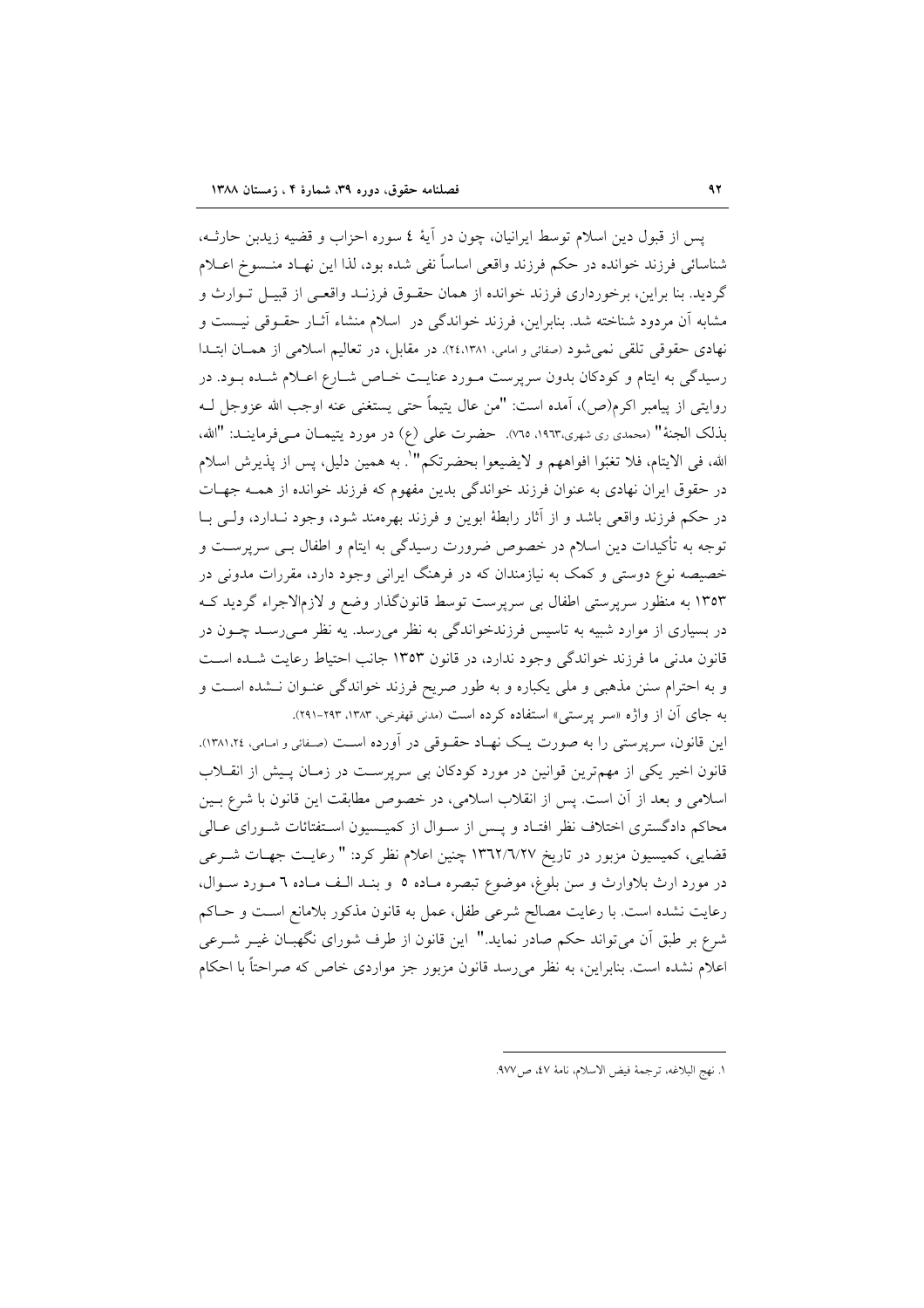پس از قبول دین اسلام توسط ایرانیان، چون در آیهٔ ٤ سوره احزاب و قضیه زیدبن حارثـه، شناسائی فرزند خوانده در حکم فرزند واقعی اساساً نفی شده بود، لذا این نهـاد منـسوخ اعـلام گردید. بنا براین، برخورداری فرزند خوانده از همان حقـوق فرزنـد واقعـی از قبیـل تـوارث و مشابه آن مردود شناخته شد. بنابراین، فرزند خواندگی در اسلام منشاء آثـار حقـوقی نیـست و نهادی حقوقی تلقی نمی‌شود (صفائی و امامی، ١٣٨١،٢٤). در مقابل، در تعالیم اسلامی از همـان ابتـدا رسیدگی به ایتام و کودکان بدون سرپرست مـورد عنایـت خـاص شـارع اعـلام شـده بـود. در روایتی از پیامبر اکرم(ص)، آمده است: "من عال یتیماً حتی یستغنی عنه اوجب الله عزوجل لـه بذلک الجنة" (محمدی ری شهری،١٩٦٣، ٧٦٥). حضرت علی (ع) در مورد یتیمـان مـی‌فرماینـد: "الله، الله، فی الایتام، فلا تغبّوا افواههم و لایضیعوا بحضرتکم"[١]. به همین دلیل، پس از پذیرش اسلام در حقوق ایران نهادی به عنوان فرزند خواندگی بدین مفهوم که فرزند خوانده از همـه جهـات در حکم فرزند واقعی باشد و از آثار رابطهٔ ابوین و فرزند بهره‌مند شود، وجود نـدارد، ولـی بـا توجه به تأکیدات دین اسلام در خصوص ضرورت رسیدگی به ایتام و اطفال بـی سرپرسـت و خصیصه نوع دوستی و کمک به نیازمندان که در فرهنگ ایرانی وجود دارد، مقررات مدونی در ١٣٥٣ به منظور سرپرستی اطفال بی سرپرست توسط قانونگذار وضع و لازم‌الاجراء گردید کـه در بسیاری از موارد شبیه به تاسیس فرزندخواندگی به نظر می‌رسد. به نظر مـی‌رسـد چـون در قانون مدنی ما فرزند خواندگی وجود ندارد، در قانون ١٣٥٣ جانب احتیاط رعایت شـده اسـت و به احترام سنن مذهبی و ملی یکباره و به طور صریح فرزند خواندگی عنـوان نـشده اسـت و به جای آن از واژه «سر پرستی» استفاده کرده است (مدنی قهفرخی، ١٣٨٣، ٢٩٣-٢٩١).

این قانون، سرپرستی را به صورت یـک نهـاد حقـوقی در آورده اسـت (صـفائی و امـامی، ١٣٨١،٢٤). قانون اخیر یکی از مهم‌ترین قوانین در مورد کودکان بی سرپرسـت در زمـان پـیش از انقـلاب اسلامی و بعد از آن است. پس از انقلاب اسلامی، در خصوص مطابقت این قانون با شرع بـین محاکم دادگستری اختلاف نظر افتـاد و پـس از سـوال از کمیـسیون اسـتفتائات شـورای عـالی قضایی، کمیسیون مزبور در تاریخ ١٣٦٢/٦/٢٧ چنین اعلام نظر کرد: " رعایـت جهـات شـرعی در مورد ارث بلاوارث و سن بلوغ، موضوع تبصره مـاده ٥ و بنـد الـف مـاده ٦ مـورد سـوال، رعایت نشده است. با رعایت مصالح شرعی طفل، عمل به قانون مذکور بلامانع اسـت و حـاکم شرع بر طبق آن می‌تواند حکم صادر نماید." این قانون از طرف شورای نگهبـان غیـر شـرعی اعلام نشده است. بنابراین، به نظر می‌رسد قانون مزبور جز مواردی خاص که صراحتاً با احکام

---

١. نهج البلاغه، ترجمهٔ فیض الاسلام، نامهٔ ٤٧، ص٩٧٧.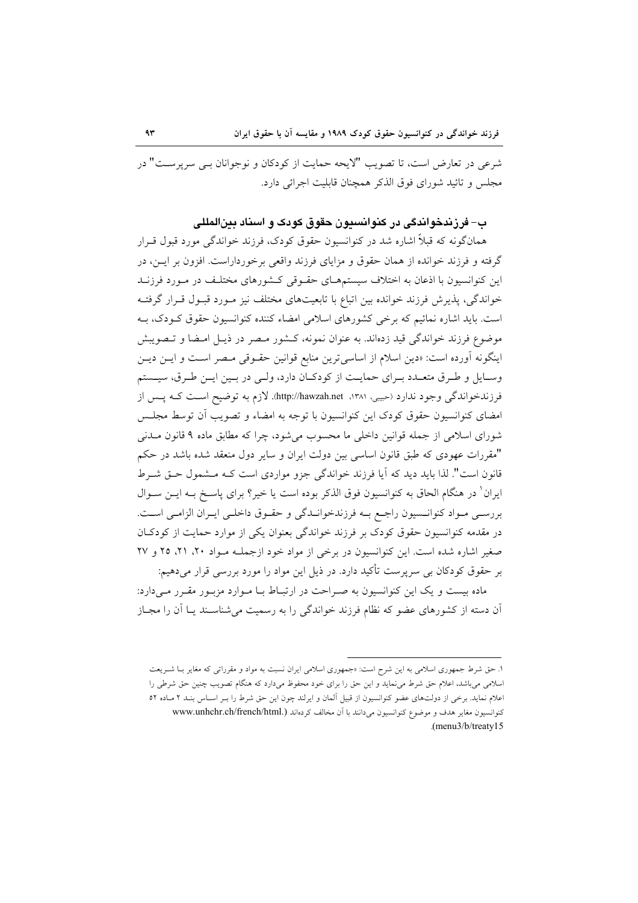شرعی در تعارض است، تا تصویب "لایحه حمایت از کودکان و نوجوانان بی سرپرست" در مجلس و تائید شورای فوق الذکر همچنان قابلیت اجرائی دارد.

## ب- فرزندخواندگی در کنوانسیون حقوق کودک و اسناد بین‌المللی

همانگونه که قبلاً اشاره شد در کنوانسیون حقوق کودک، فرزند خواندگی مورد قبول قرار گرفته و فرزند خوانده از همان حقوق و مزایای فرزند واقعی برخورداراست. افزون بر این، در این کنوانسیون با اذعان به اختلاف سیستمهای حقوقی کشورهای مختلف در مورد فرزند خواندگی، پذیرش فرزند خوانده بین اتباع با تابعیت‌های مختلف نیز مورد قبول قرار گرفته است. باید اشاره نمائیم که برخی کشورهای اسلامی امضاء کننده کنوانسیون حقوق کودک، به موضوع فرزند خواندگی قید زده‌اند. به عنوان نمونه، کشور مصر در ذیل امضا و تصویبش اینگونه آورده است: «دین اسلام از اساسی‌ترین منابع قوانین حقوقی مصر است و این دین وسایل و طرق متعدد برای حمایت از کودکان دارد، ولی در بین این طرق، سیستم فرزندخواندگی وجود ندارد (حبیبی، ۱۳۸۱، http://hawzah.net). لازم به توضیح است که پس از امضای کنوانسیون حقوق کودک این کنوانسیون با توجه به امضاء و تصویب آن توسط مجلس شورای اسلامی از جمله قوانین داخلی ما محسوب می‌شود، چرا که مطابق ماده ۹ قانون مدنی "مقررات عهودی که طبق قانون اساسی بین دولت ایران و سایر دول منعقد شده باشد در حکم قانون است". لذا باید دید که آیا فرزند خواندگی جزو مواردی است که مشمول حق شرط ایران[1] در هنگام الحاق به کنوانسیون فوق الذکر بوده است یا خیر؟ برای پاسخ به این سوال بررسی مواد کنوانسیون راجع به فرزندخواندگی و حقوق داخلی ایران الزامی است. در مقدمه کنوانسیون حقوق کودک بر فرزند خواندگی بعنوان یکی از موارد حمایت از کودکان صغیر اشاره شده است. این کنوانسیون در برخی از مواد خود ازجمله مواد ۲۰، ۲۱، ۲۵ و ۲۷ بر حقوق کودکان بی سرپرست تأکید دارد. در ذیل این مواد را مورد بررسی قرار می‌دهیم:

ماده بیست و یک این کنوانسیون به صراحت در ارتباط با موارد مزبور مقرر می‌دارد: آن دسته از کشورهای عضو که نظام فرزند خواندگی را به رسمیت می‌شناسند یا آن را مجاز

---

۱. حق شرط جمهوری اسلامی به این شرح است: «جمهوری اسلامی ایران نسبت به مواد و مقرراتی که مغایر با شریعت اسلامی می‌باشد، اعلام حق شرط می‌نماید و این حق را برای خود محفوظ می‌دارد که هنگام تصویب چنین حق شرطی را اعلام نماید. برخی از دولت‌های عضو کنوانسیون از قبیل آلمان و ایرلند چون این حق شرط را بر اساس بند ۲ ماده ۵۲ کنوانسیون مغایر هدف و موضوع کنوانسیون می‌دانند با آن مخالف کرده‌اند (www.unhchr.ch/french/html.menu3/b/treaty15).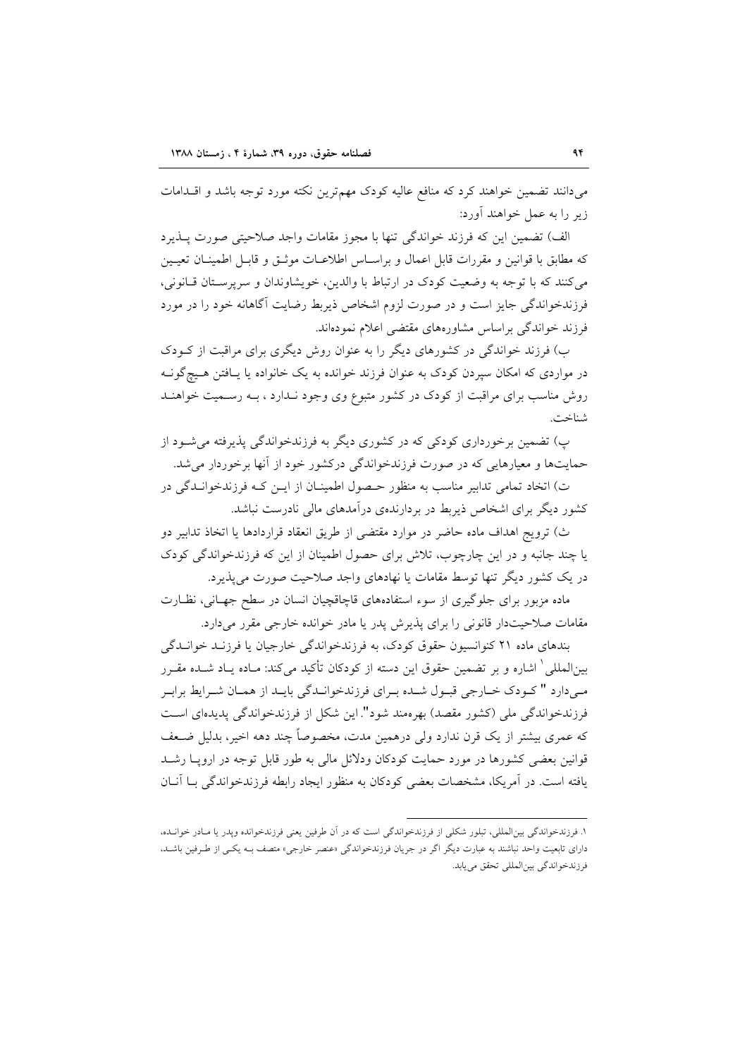می‌دانند تضمین خواهند کرد که منافع عالیه کودک مهم‌ترین نکته مورد توجه باشد و اقـدامات زیر را به عمل خواهند آورد:

الف) تضمین این که فرزند خواندگی تنها با مجوز مقامات واجد صلاحیتی صورت پـذیرد که مطابق با قوانین و مقررات قابل اعمال و براسـاس اطلاعـات موثـق و قابـل اطمینـان تعیـین می‌کنند که با توجه به وضعیت کودک در ارتباط با والدین، خویشاوندان و سرپرسـتان قـانونی، فرزندخواندگی جایز است و در صورت لزوم اشخاص ذیربط رضایت آگاهانه خود را در مورد فرزند خواندگی براساس مشاوره‌های مقتضی اعلام نموده‌اند.

ب) فرزند خواندگی در کشورهای دیگر را به عنوان روش دیگری برای مراقبت از کـودک در مواردی که امکان سپردن کودک به عنوان فرزند خوانده به یک خانواده یا یـافتن هـیچ‌گونـه روش مناسب برای مراقبت از کودک در کشور متبوع وی وجود نـدارد ، بـه رسـمیت خواهنـد شناخت.

پ) تضمین برخورداری کودکی که در کشوری دیگر به فرزندخواندگی پذیرفته می‌شـود از حمایت‌ها و معیارهایی که در صورت فرزندخواندگی درکشور خود از آنها برخوردار می‌شد.

ت) اتخاد تمامی تدابیر مناسب به منظور حـصول اطمینـان از ایـن کـه فرزندخوانـدگی در کشور دیگر برای اشخاص ذیربط در بردارنده‌ی درآمدهای مالی نادرست نباشد.

ث) ترویج اهداف ماده حاضر در موارد مقتضی از طریق انعقاد قراردادها یا اتخاذ تدابیر دو یا چند جانبه و در این چارچوب، تلاش برای حصول اطمینان از این که فرزندخواندگی کودک در یک کشور دیگر تنها توسط مقامات یا نهادهای واجد صلاحیت صورت می‌پذیرد.

ماده مزبور برای جلوگیری از سوء استفاده‌های قاچاقچیان انسان در سطح جهـانی، نظـارت مقامات صلاحیت‌دار قانونی را برای پذیرش پدر یا مادر خوانده خارجی مقرر می‌دارد.

بندهای ماده ۲۱ کنوانسیون حقوق کودک، به فرزندخواندگی خارجیان یا فرزنـد خوانـدگی بین‌المللی[1] اشاره و بر تضمین حقوق این دسته از کودکان تأکید می‌کند: مـاده یـاد شـده مقـرر مـی‌دارد " کـودک خـارجی قبـول شـده بـرای فرزندخوانـدگی بایـد از همـان شـرایط برابـر فرزندخواندگی ملی (کشور مقصد) بهره‌مند شود". این شکل از فرزندخواندگی پدیده‌ای اسـت که عمری بیشتر از یک قرن ندارد ولی درهمین مدت، مخصوصاً چند دهه اخیر، بدلیل ضـعف قوانین بعضی کشورها در مورد حمایت کودکان ودلائل مالی به طور قابل توجه در اروپـا رشـد یافته است. در آمریکا، مشخصات بعضی کودکان به منظور ایجاد رابطه فرزندخواندگی بـا آنـان

---

۱. فرزندخواندگی بین‌المللی، تبلور شکلی از فرزندخواندگی است که در آن طرفین یعنی فرزندخوانده وپدر یا مـادر خوانـده، دارای تابعیت واحد نباشند به عبارت دیگر اگر در جریان فرزندخواندگی «عنصر خارجی» متصف بـه یکـی از طـرفین باشـد، فرزندخواندگی بین‌المللی تحقق می‌یابد.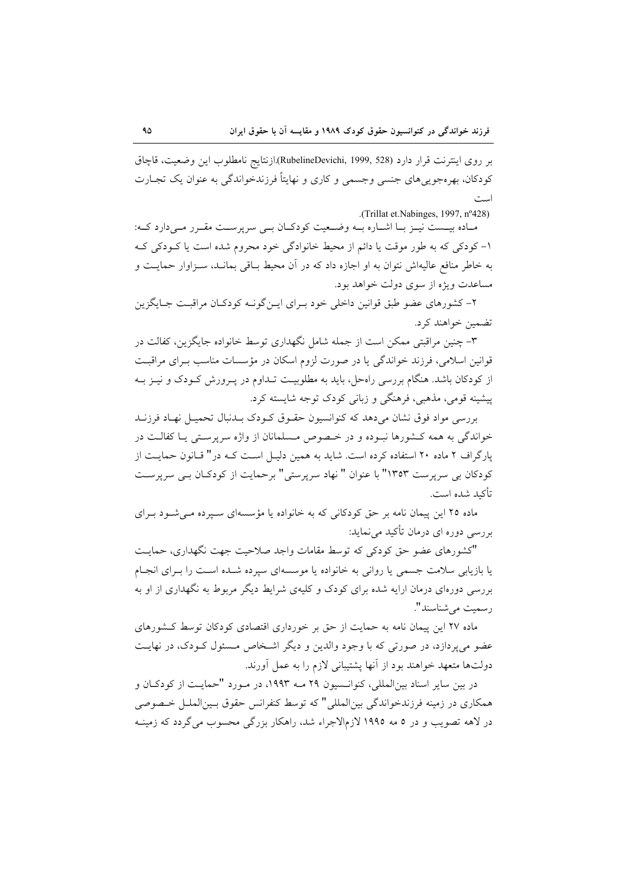بر روی اینترنت قرار دارد (RubelineDevichi, 1999, 528).ازنتایج نامطلوب این وضعیت، قاچاق کودکان، بهره‌جویی‌های جنسی وجسمی و کاری و نهایتاً فرزندخواندگی به عنوان یک تجارت است

.(Trillat et.Nabinges, 1997, nº428)

ماده بیست نیز با اشاره به وضعیت کودکان بی سرپرست مقرر می‌دارد که:

۱- کودکی که به طور موقت یا دائم از محیط خانوادگی خود محروم شده است یا کودکی که به خاطر منافع عالیه‌اش نتوان به او اجازه داد که در آن محیط باقی بماند، سزاوار حمایت و مساعدت ویژه از سوی دولت خواهد بود.

۲- کشورهای عضو طبق قوانین داخلی خود برای این‌گونه کودکان مراقبت جایگزین تضمین خواهند کرد.

۳- چنین مراقبتی ممکن است از جمله شامل نگهداری توسط خانواده جایگزین، کفالت در قوانین اسلامی، فرزند خواندگی یا در صورت لزوم اسکان در مؤسسات مناسب برای مراقبت از کودکان باشد. هنگام بررسی راه‌حل، باید به مطلوبیت تداوم در پرورش کودک و نیز به پیشینه قومی، مذهبی، فرهنگی و زبانی کودک توجه شایسته کرد.

بررسی مواد فوق نشان می‌دهد که کنوانسیون حقوق کودک بدنبال تحمیل نهاد فرزند خواندگی به همه کشورها نبوده و در خصوص مسلمانان از واژه سرپرستی یا کفالت در پارگراف ۲ ماده ۲۰ استفاده کرده است. شاید به همین دلیل است که در" قانون حمایت از کودکان بی سرپرست ۱۳۵۳" با عنوان " نهاد سرپرستی" برحمایت از کودکان بی سرپرست تأکید شده است.

ماده ۲۵ این پیمان نامه بر حق کودکانی که به خانواده یا مؤسسه‌ای سپرده می‌شود برای بررسی دوره ای درمان تأکید می‌نماید:

"کشورهای عضو حق کودکی که توسط مقامات واجد صلاحیت جهت نگهداری، حمایت یا بازیابی سلامت جسمی یا روانی به خانواده یا موسسه‌ای سپرده شده است را برای انجام بررسی دوره‌ای درمان ارایه شده برای کودک و کلیه‌ی شرایط دیگر مربوط به نگهداری از او به رسمیت می‌شناسند".

ماده ۲۷ این پیمان نامه به حمایت از حق بر خورداری اقتصادی کودکان توسط کشورهای عضو می‌پردازد، در صورتی که با وجود والدین و دیگر اشخاص مسئول کودک، در نهایت دولت‌ها متعهد خواهند بود از آنها پشتیبانی لازم را به عمل آورند.

در بین سایر اسناد بین‌المللی، کنوانسیون ۲۹ مه ۱۹۹۳، در مورد "حمایت از کودکان و همکاری در زمینه فرزندخواندگی بین‌المللی" که توسط کنفرانس حقوق بین‌الملل خصوصی در لاهه تصویب و در ۵ مه ۱۹۹۵ لازم‌الاجراء شد، راهکار بزرگی محسوب می‌گردد که زمینه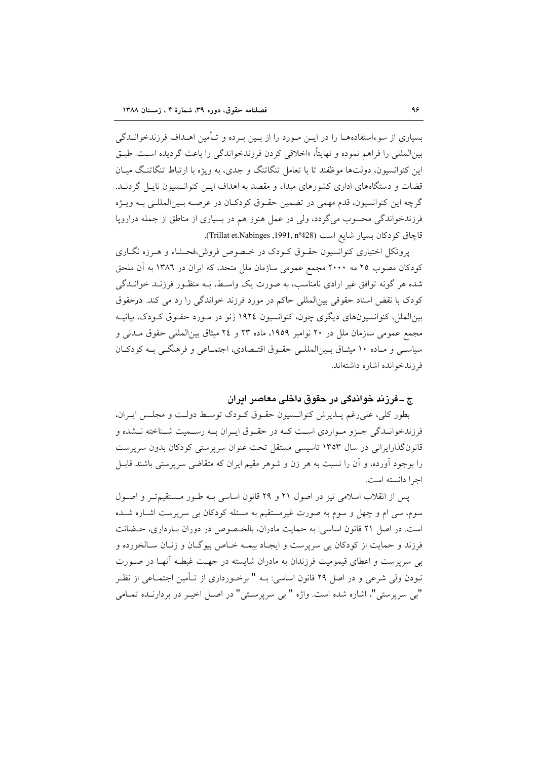بسیاری از سوءاستفاده‌ها را در این مورد را از بین برده و تأمین اهداف فرزندخواندگی بین‌المللی را فراهم نموده و نهایتاً، «اخلاقی کردن فرزندخواندگی را باعث گردیده است. طبق این کنوانسیون، دولت‌ها موظفند تا با تعامل تنگاتنگ و جدی، به ویژه با ارتباط تنگاتنگ میان قضات و دستگاه‌های اداری کشورهای مبداء و مقصد به اهداف این کنوانسیون نایل گردند. گرچه این کنوانسیون، قدم مهمی در تضمین حقوق کودکان در عرصه بین‌المللی به ویژه فرزندخواندگی محسوب می‌گردد، ولی در عمل هنوز هم در بسیاری از مناطق از جمله دراروپا قاچاق کودکان بسیار شایع است (Trillat et.Nabinges ,1991, nº428).

پروتکل اختیاری کنوانسیون حقوق کودک در خصوص فروش،فحشاء و هرزه نگاری کودکان مصوب ۲۵ مه ۲۰۰۰ مجمع عمومی سازمان ملل متحد، که ایران در ۱۳۸٦ به آن ملحق شده هر گونه توافق غیر ارادی نامناسب، به صورت یک واسط، به منظور فرزند خواندگی کودک با نقض اسناد حقوقی بین‌المللی حاکم در مورد فرزند خواندگی را رد می کند. درحقوق بین‌الملل، کنوانسیون‌های دیگری چون، کنوانسیون ۱۹۲٤ ژنو در مورد حقوق کودک، بیانیه مجمع عمومی سازمان ملل در ۲۰ نوامبر ۱۹۵۹، ماده ۲۳ و ۲٤ میثاق بین‌المللی حقوق مدنی و سیاسی و ماده ۱۰ میثاق بین‌المللی حقوق اقتصادی، اجتماعی و فرهنگی به کودکان فرزندخوانده اشاره داشته‌اند.

### ج ـ فرزند خواندگی در حقوق داخلی معاصر ایران

بطور کلی، علی‌رغم پذیرش کنوانسیون حقوق کودک توسط دولت و مجلس ایران، فرزندخواندگی جزو مواردی است که در حقوق ایران به رسمیت شناخته نشده و قانونگذارایرانی در سال ۱۳۵۳ تاسیسی مستقل تحت عنوان سرپرستی کودکان بدون سرپرست را بوجود آورده، و آن را نسبت به هر زن و شوهر مقیم ایران که متقاضی سرپرستی باشند قابل اجرا دانسته است.

پس از انقلاب اسلامی نیز در اصول ۲۱ و ۲۹ قانون اساسی به طور مستقیم‌تر و اصول سوم، سی ام و چهل و سوم به صورت غیرمستقیم به مسئله کودکان بی سرپرست اشاره شده است. در اصل ۲۱ قانون اساسی: به حمایت مادران، بالخصوص در دوران بارداری، حضانت فرزند و حمایت از کودکان بی سرپرست و ایجاد بیمه خاص بیوگان و زنان سالخورده و بی سرپرست و اعطای قیمومیت فرزندان به مادران شایسته در جهت غبطه آنها در صورت نبودن ولی شرعی و در اصل ۲۹ قانون اساسی: به " برخورداری از تأمین اجتماعی از نظر "بی سرپرستی"، اشاره شده است. واژه " بی سرپرستی" در اصل اخیر در بردارنده تمامی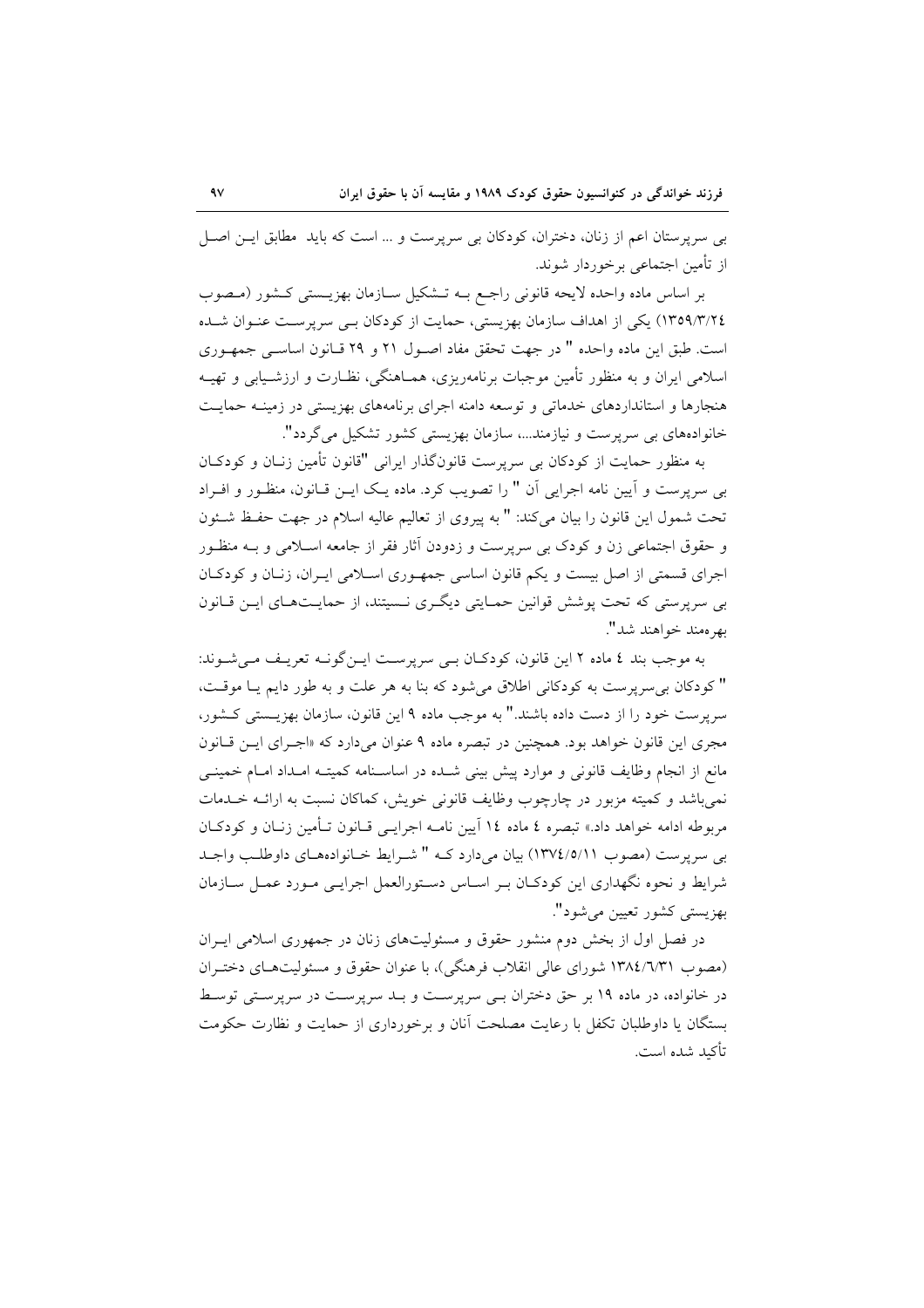بی سرپرستان اعم از زنان، دختران، کودکان بی سرپرست و ... است که باید مطابق ایـن اصـل از تأمین اجتماعی برخوردار شوند.

بر اساس ماده واحده لایحه قانونی راجـع بـه تـشکیل سـازمان بهزیـستی کـشور (مـصوب ١٣٥٩/٣/٢٤) یکی از اهداف سازمان بهزیستی، حمایت از کودکان بـی سرپرسـت عنـوان شـده است. طبق این ماده واحده " در جهت تحقق مفاد اصـول ٢١ و ٢٩ قـانون اساسـی جمهـوری اسلامی ایران و به منظور تأمین موجبات برنامه‌ریزی، همـاهنگی، نظـارت و ارزشـیابی و تهیـه هنجارها و استانداردهای خدماتی و توسعه دامنه اجرای برنامه‌های بهزیستی در زمینـه حمایـت خانواده‌های بی سرپرست و نیازمند...، سازمان بهزیستی کشور تشکیل می‌گردد".

به منظور حمایت از کودکان بی سرپرست قانونگذار ایرانی "قانون تأمین زنـان و کودکـان بی سرپرست و آیین نامه اجرایی آن " را تصویب کرد. ماده یـک ایـن قـانون، منظـور و افـراد تحت شمول این قانون را بیان می‌کند: " به پیروی از تعالیم عالیه اسلام در جهت حفـظ شـئون و حقوق اجتماعی زن و کودک بی سرپرست و زدودن آثار فقر از جامعه اسـلامی و بـه منظـور اجرای قسمتی از اصل بیست و یکم قانون اساسی جمهـوری اسـلامی ایـران، زنـان و کودکـان بی سرپرستی که تحت پوشش قوانین حمـایتی دیگـری نـستیند، از حمایـت‌هـای ایـن قـانون بهره‌مند خواهند شد".

به موجب بند ٤ ماده ٢ این قانون، کودکـان بـی سرپرسـت ایـن‌گونـه تعریـف مـی‌شـوند: " کودکان بی‌سرپرست به کودکانی اطلاق می‌شود که بنا به هر علت و به طور دایم یـا موقـت، سرپرست خود را از دست داده باشند." به موجب ماده ٩ این قانون، سازمان بهزیـستی کـشور، مجری این قانون خواهد بود. همچنین در تبصره ماده ٩ عنوان می‌دارد که «اجـرای ایـن قـانون مانع از انجام وظایف قانونی و موارد پیش بینی شـده در اساسـنامه کمیتـه امـداد امـام خمینـی نمی‌باشد و کمیته مزبور در چارچوب وظایف قانونی خویش، کماکان نسبت به ارائـه خـدمات مربوطه ادامه خواهد داد.» تبصره ٤ ماده ١٤ آیین نامـه اجرایـی قـانون تـأمین زنـان و کودکـان بی سرپرست (مصوب ١٣٧٤/٥/١١) بیان می‌دارد کـه " شـرایط خـانواده‌هـای داوطلـب واجـد شرایط و نحوه نگهداری این کودکـان بـر اسـاس دسـتورالعمل اجرایـی مـورد عمـل سـازمان بهزیستی کشور تعیین می‌شود".

در فصل اول از بخش دوم منشور حقوق و مسئولیت‌های زنان در جمهوری اسلامی ایـران (مصوب ١٣٨٤/٦/٣١ شورای عالی انقلاب فرهنگی)، با عنوان حقوق و مسئولیت‌هـای دختـران در خانواده، در ماده ١٩ بر حق دختران بـی سرپرسـت و بـد سرپرسـت در سرپرسـتی توسـط بستگان یا داوطلبان تکفل با رعایت مصلحت آنان و برخورداری از حمایت و نظارت حکومت تأکید شده است.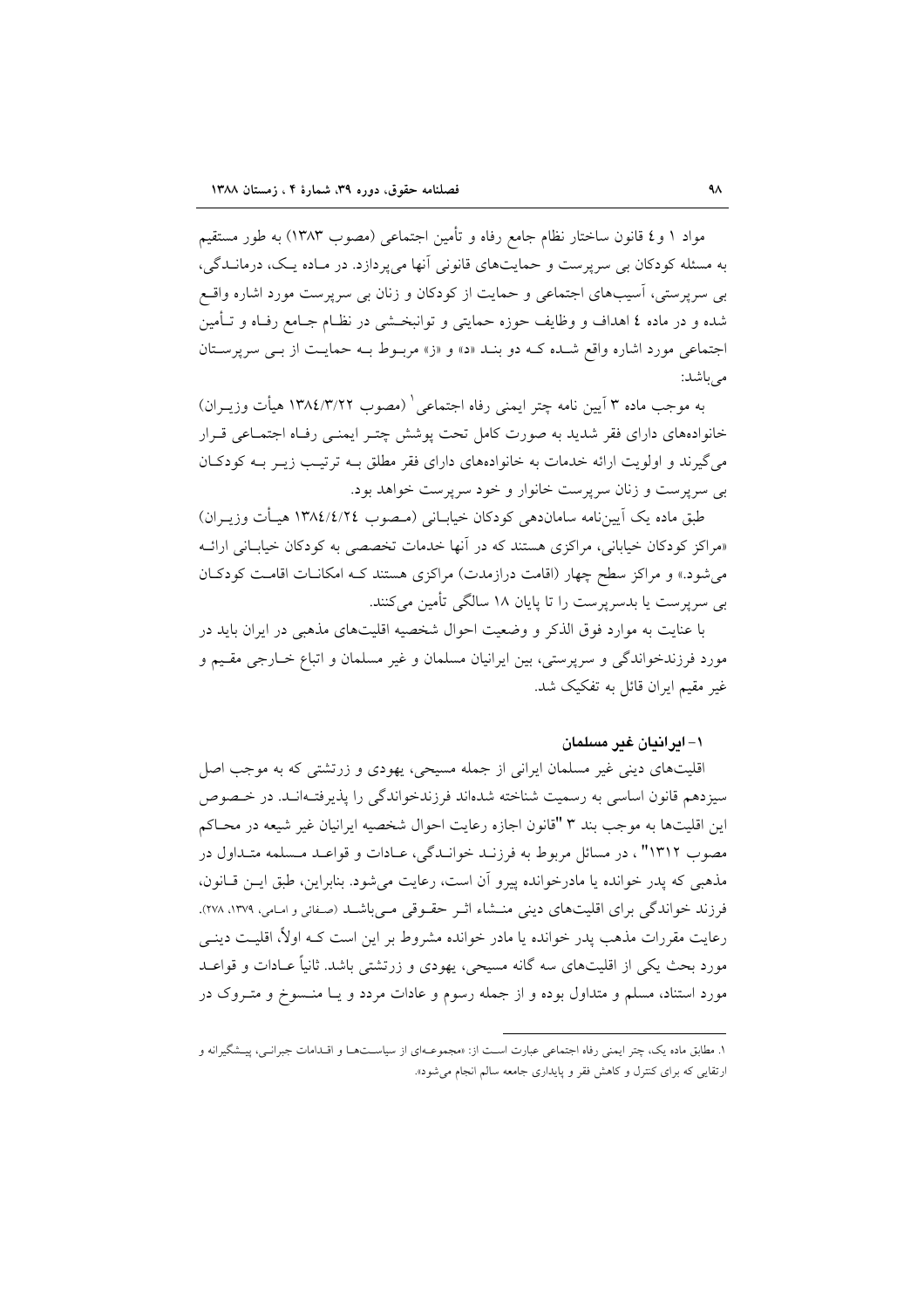مواد ۱ و ٤ قانون ساختار نظام جامع رفاه و تأمین اجتماعی (مصوب ۱۳۸۳) به طور مستقیم به مسئله کودکان بی سرپرست و حمایت‌های قانونی آنها می‌پردازد. در مـاده یـک، درمانـدگی، بی سرپرستی، آسیب‌های اجتماعی و حمایت از کودکان و زنان بی سرپرست مورد اشاره واقـع شده و در ماده ٤ اهداف و وظایف حوزه حمایتی و توانبخـشی در نظـام جـامع رفـاه و تـأمین اجتماعی مورد اشاره واقع شـده کـه دو بنـد «د» و «ز» مربـوط بـه حمایـت از بـی سرپرسـتان می‌باشد:

به موجب ماده ۳ آیین نامه چتر ایمنی رفاه اجتماعی[1] (مصوب ۱۳۸٤/۳/۲۲ هیأت وزیـران) خانواده‌های دارای فقر شدید به صورت کامل تحت پوشش چتـر ایمنـی رفـاه اجتمـاعی قـرار می‌گیرند و اولویت ارائه خدمات به خانواده‌های دارای فقر مطلق بـه ترتیـب زیـر بـه کودکـان بی سرپرست و زنان سرپرست خانوار و خود سرپرست خواهد بود.

طبق ماده یک آیین‌نامه سامان‌دهی کودکان خیابـانی (مـصوب ۱۳۸٤/٤/۲٤ هیـأت وزیـران) «مراکز کودکان خیابانی، مراکزی هستند که در آنها خدمات تخصصی به کودکان خیابـانی ارائـه می‌شود.» و مراکز سطح چهار (اقامت درازمدت) مراکزی هستند کـه امکانـات اقامـت کودکـان بی سرپرست یا بدسرپرست را تا پایان ۱۸ سالگی تأمین می‌کنند.

با عنایت به موارد فوق الذکر و وضعیت احوال شخصیه اقلیت‌های مذهبی در ایران باید در مورد فرزندخواندگی و سرپرستی، بین ایرانیان مسلمان و غیر مسلمان و اتباع خـارجی مقـیم و غیر مقیم ایران قائل به تفکیک شد.

### ۱- ایرانیان غیر مسلمان

اقلیت‌های دینی غیر مسلمان ایرانی از جمله مسیحی، یهودی و زرتشتی که به موجب اصل سیزدهم قانون اساسی به رسمیت شناخته شده‌اند فرزندخواندگی را پذیرفتـه‌انـد. در خـصوص این اقلیت‌ها به موجب بند ۳ "قانون اجازه رعایت احوال شخصیه ایرانیان غیر شیعه در محـاکم مصوب ۱۳۱۲" ، در مسائل مربوط به فرزنـد خوانـدگی، عـادات و قواعـد مـسلمه متـداول در مذهبی که پدر خوانده یا مادرخوانده پیرو آن است، رعایت می‌شود. بنابراین، طبق ایـن قـانون، فرزند خواندگی برای اقلیت‌های دینی منـشاء اثـر حقـوقی مـی‌باشـد (صفائی و امامی، ۱۳۷۹، ۲۷۸). رعایت مقررات مذهب پدر خوانده یا مادر خوانده مشروط بر این است کـه اولاً، اقلیـت دینـی مورد بحث یکی از اقلیت‌های سه گانه مسیحی، یهودی و زرتشتی باشد. ثانیاً عـادات و قواعـد مورد استناد، مسلم و متداول بوده و از جمله رسوم و عادات مردد و یـا منـسوخ و متـروک در

---

[1] مطابق ماده یک، چتر ایمنی رفاه اجتماعی عبارت اسـت از: «مجموعـه‌ای از سیاسـت‌هـا و اقـدامات جبرانـی، پیـشگیرانه و ارتقایی که برای کنترل و کاهش فقر و پایداری جامعه سالم انجام می‌شود».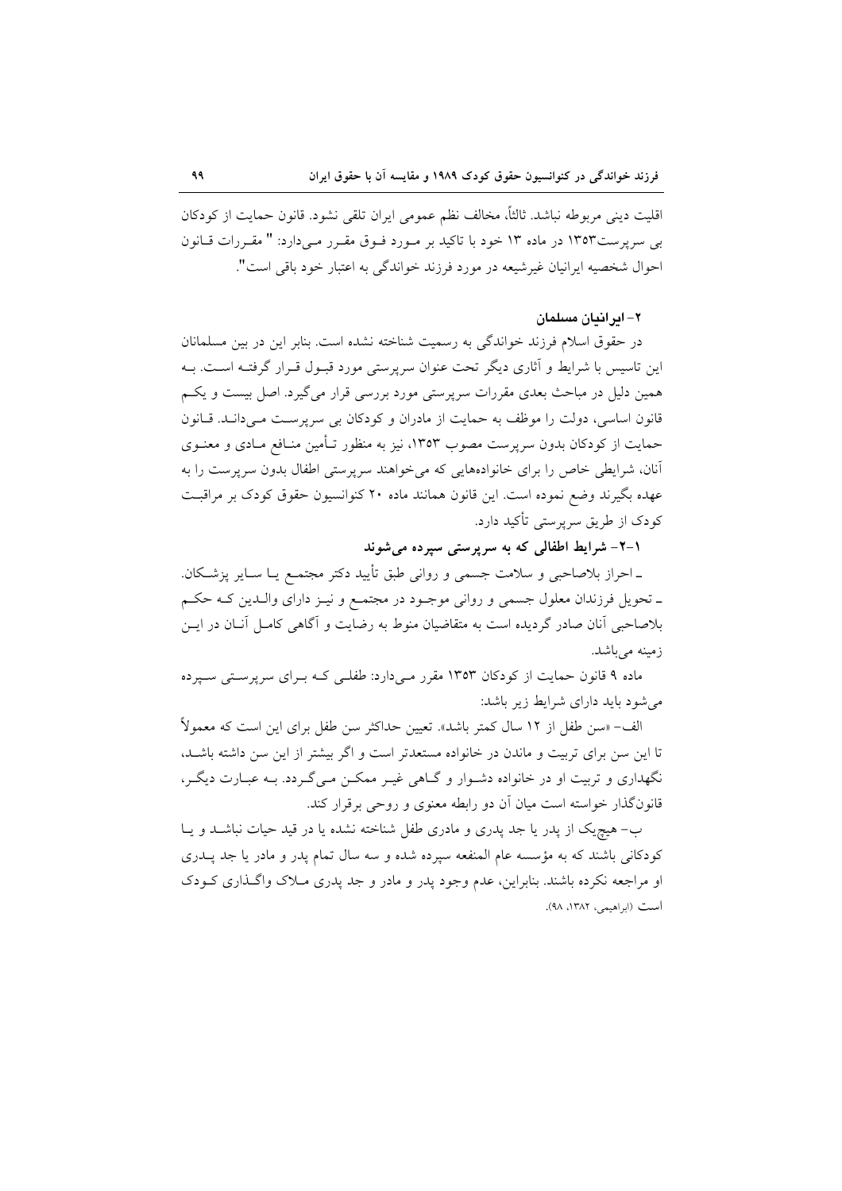اقلیت دینی مربوطه نباشد. ثالثاً، مخالف نظم عمومی ایران تلقی نشود. قانون حمایت از کودکان بی سرپرست۱۳۵۳ در ماده ۱۳ خود با تاکید بر مورد فوق مقرر می‌دارد: " مقررات قانون احوال شخصیه ایرانیان غیرشیعه در مورد فرزند خواندگی به اعتبار خود باقی است".

## ۲- ایرانیان مسلمان

در حقوق اسلام فرزند خواندگی به رسمیت شناخته نشده است. بنابر این در بین مسلمانان این تاسیس با شرایط و آثاری دیگر تحت عنوان سرپرستی مورد قبول قرار گرفته است. به همین دلیل در مباحث بعدی مقررات سرپرستی مورد بررسی قرار می‌گیرد. اصل بیست و یکم قانون اساسی، دولت را موظف به حمایت از مادران و کودکان بی سرپرست می‌داند. قانون حمایت از کودکان بدون سرپرست مصوب ۱۳۵۳، نیز به منظور تأمین منافع مادی و معنوی آنان، شرایطی خاص را برای خانواده‌هایی که می‌خواهند سرپرستی اطفال بدون سرپرست را به عهده بگیرند وضع نموده است. این قانون همانند ماده ۲۰ کنوانسیون حقوق کودک بر مراقبت کودک از طریق سرپرستی تأکید دارد.

### ۱-۲- شرایط اطفالی که به سرپرستی سپرده می‌شوند

ـ احراز بلاصاحبی و سلامت جسمی و روانی طبق تأیید دکتر مجتمع یا سایر پزشکان.

ـ تحویل فرزندان معلول جسمی و روانی موجود در مجتمع و نیز دارای والدین که حکم بلاصاحبی آنان صادر گردیده است به متقاضیان منوط به رضایت و آگاهی کامل آنان در این زمینه می‌باشد.

ماده ۹ قانون حمایت از کودکان ۱۳۵۳ مقرر می‌دارد: طفلی که برای سرپرستی سپرده می‌شود باید دارای شرایط زیر باشد:

الف- «سن طفل از ۱۲ سال کمتر باشد». تعیین حداکثر سن طفل برای این است که معمولاً تا این سن برای تربیت و ماندن در خانواده مستعدتر است و اگر بیشتر از این سن داشته باشد، نگهداری و تربیت او در خانواده دشوار و گاهی غیر ممکن می‌گردد. به عبارت دیگر، قانونگذار خواسته است میان آن دو رابطه معنوی و روحی برقرار کند.

ب- هیچ‌یک از پدر یا جد پدری و مادری طفل شناخته نشده یا در قید حیات نباشد و یا کودکانی باشند که به مؤسسه عام المنفعه سپرده شده و سه سال تمام پدر و مادر یا جد پدری او مراجعه نکرده باشند. بنابراین، عدم وجود پدر و مادر و جد پدری ملاک واگذاری کودک است (ابراهیمی، ۱۳۸۲، ۹۸).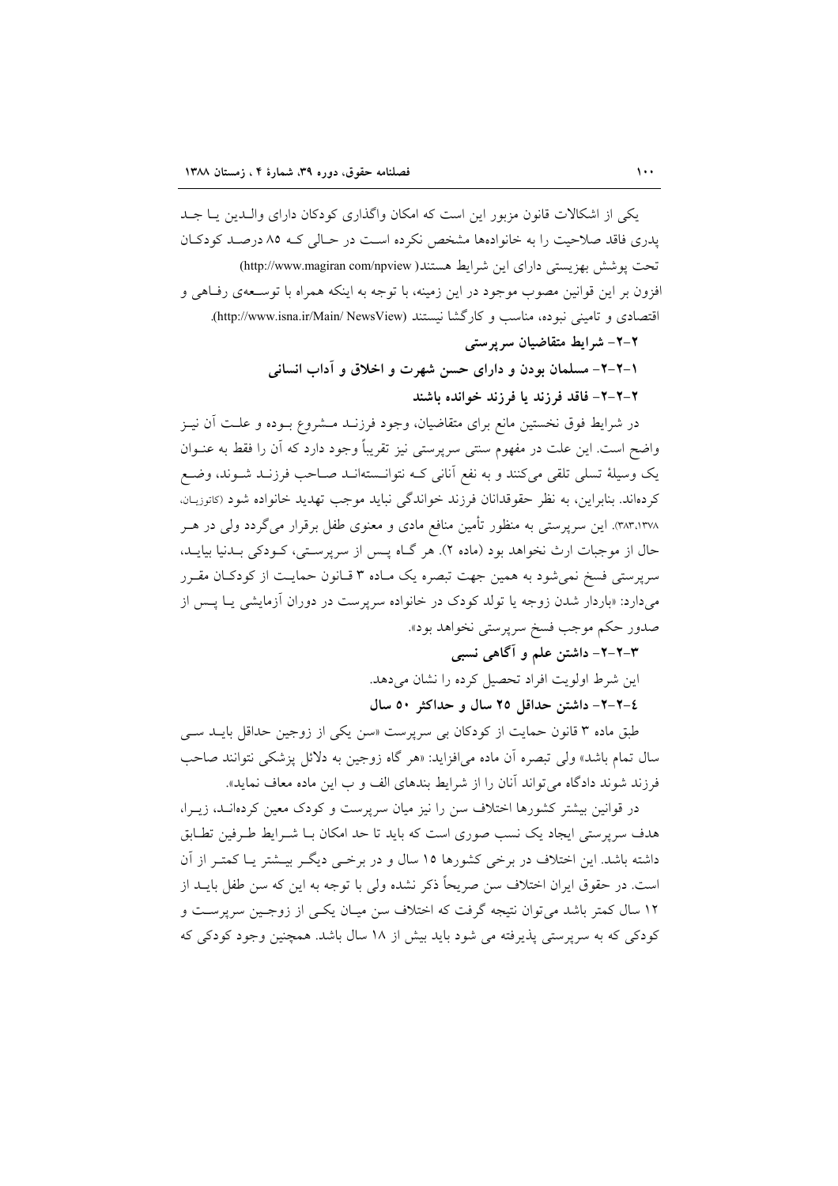یکی از اشکالات قانون مزبور این است که امکان واگذاری کودکان دارای والـدین یـا جـد پدری فاقد صلاحیت را به خانواده‌ها مشخص نکرده اسـت در حـالی کـه ۸۵ درصـد کودکـان تحت پوشش بهزیستی دارای این شرایط هستند( http://www.magiran com/npview)

افزون بر این قوانین مصوب موجود در این زمینه، با توجه به اینکه همراه با توسـعه‌ی رفـاهی و اقتصادی و تامینی نبوده، مناسب و کارگشا نیستند (http://www.isna.ir/Main/ NewsView).

### ۲-۲- شرایط متقاضیان سرپرستی

#### ۱-۲-۲- مسلمان بودن و دارای حسن شهرت و اخلاق و آداب انسانی

#### ۲-۲-۲- فاقد فرزند یا فرزند خوانده باشند

در شرایط فوق نخستین مانع برای متقاضیان، وجود فرزنـد مـشروع بـوده و علـت آن نیـز واضح است. این علت در مفهوم سنتی سرپرستی نیز تقریباً وجود دارد که آن را فقط به عنـوان یک وسیلهٔ تسلی تلقی می‌کنند و به نفع آنانی کـه نتوانـسته‌انـد صـاحب فرزنـد شـوند، وضـع کرده‌اند. بنابراین، به نظر حقوقدانان فرزند خواندگی نباید موجب تهدید خانواده شود (کاتوزیـان، ۳۸۳،۱۳۷۸). این سرپرستی به منظور تأمین منافع مادی و معنوی طفل برقرار می‌گردد ولی در هـر حال از موجبات ارث نخواهد بود (ماده ۲). هر گـاه پـس از سرپرسـتی، کـودکی بـدنیا بیایـد، سرپرستی فسخ نمی‌شود به همین جهت تبصره یک مـاده ۳ قـانون حمایـت از کودکـان مقـرر می‌دارد: «باردار شدن زوجه یا تولد کودک در خانواده سرپرست در دوران آزمایشی یـا پـس از صدور حکم سرپرستی موجب فسخ سرپرستی نخواهد بود».

#### ۳-۲-۲- داشتن علم و آگاهی نسبی

این شرط اولویت افراد تحصیل کرده را نشان می‌دهد.

#### ٤-۲-۲- داشتن حداقل ۲۵ سال و حداکثر ۵۰ سال

طبق ماده ۳ قانون حمایت از کودکان بی سرپرست «سن یکی از زوجین حداقل بایـد سـی سال تمام باشد» ولی تبصره آن ماده می‌افزاید: «هر گاه زوجین به دلائل پزشکی نتوانند صاحب فرزند شوند دادگاه می‌تواند آنان را از شرایط بندهای الف و ب این ماده معاف نماید».

در قوانین بیشتر کشورها اختلاف سن را نیز میان سرپرست و کودک معین کرده‌انـد، زیـرا، هدف سرپرستی ایجاد یک نسب صوری است که باید تا حد امکان بـا شـرایط طـرفین تطـابق داشته باشد. این اختلاف در برخی کشورها ۱۵ سال و در برخـی دیگـر بیـشتر یـا کمتـر از آن است. در حقوق ایران اختلاف سن صریحاً ذکر نشده ولی با توجه به این که سن طفل بایـد از ۱۲ سال کمتر باشد می‌توان نتیجه گرفت که اختلاف سن میـان یکـی از زوجـین سرپرسـت و کودکی که به سرپرستی پذیرفته می شود باید بیش از ۱۸ سال باشد. همچنین وجود کودکی که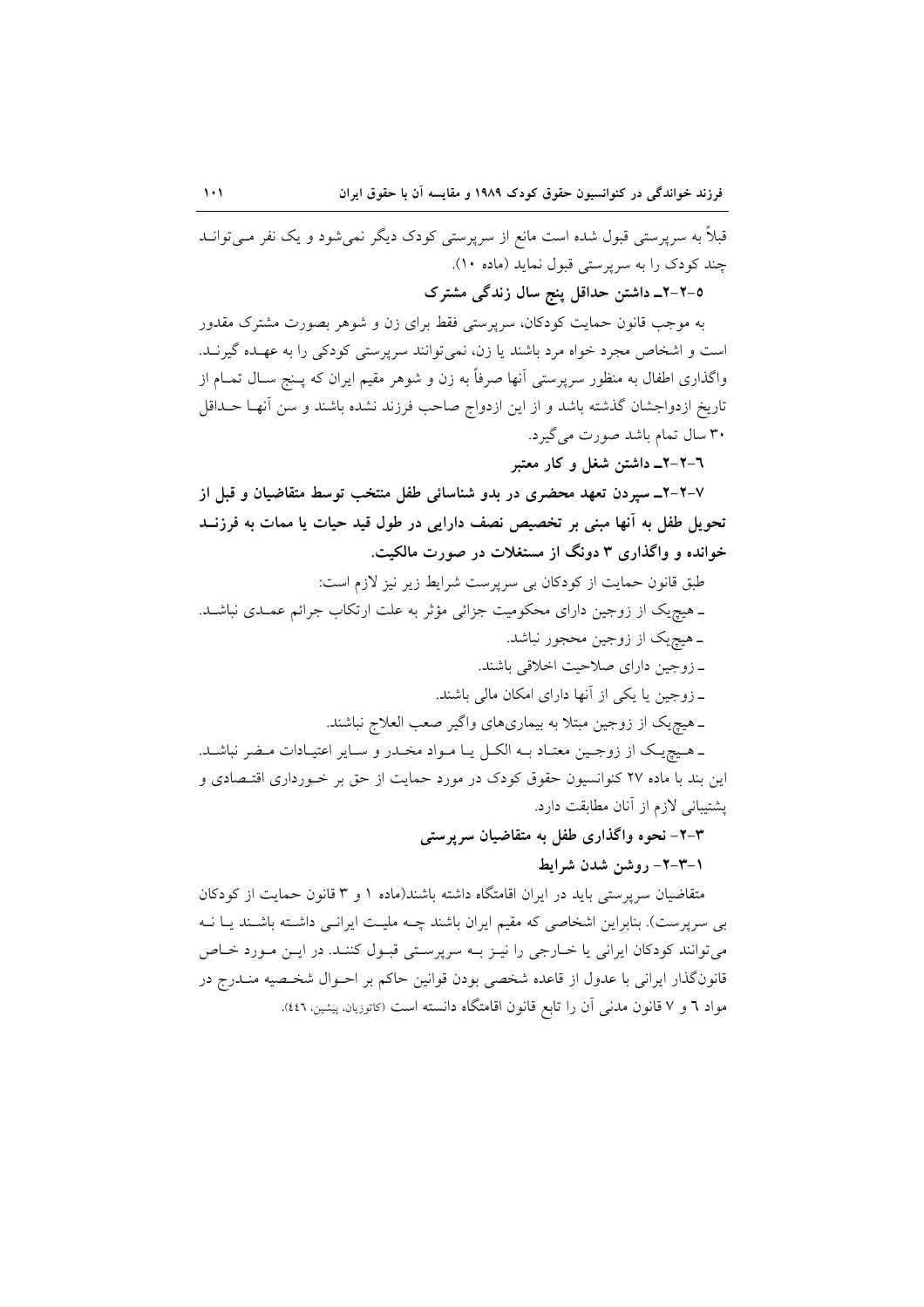قبلاً به سرپرستی قبول شده است مانع از سرپرستی کودک دیگر نمی‌شود و یک نفر می‌تواند چند کودک را به سرپرستی قبول نماید (ماده ۱۰).

### ۵-۲-۲ـ داشتن حداقل پنج سال زندگی مشترک

به موجب قانون حمایت کودکان، سرپرستی فقط برای زن و شوهر بصورت مشترک مقدور است و اشخاص مجرد خواه مرد باشند یا زن، نمی‌توانند سرپرستی کودکی را به عهده گیرند. واگذاری اطفال به منظور سرپرستی آنها صرفاً به زن و شوهر مقیم ایران که پنج سال تمام از تاریخ ازدواجشان گذشته باشد و از این ازدواج صاحب فرزند نشده باشند و سن آنها حداقل ۳۰ سال تمام باشد صورت می‌گیرد.

### ۶-۲-۲ـ داشتن شغل و کار معتبر

### ۷-۲-۲ـ سپردن تعهد محضری در بدو شناسائی طفل منتخب توسط متقاضیان و قبل از تحویل طفل به آنها مبنی بر تخصیص نصف دارایی در طول قید حیات یا ممات به فرزند خوانده و واگذاری ۳ دونگ از مستغلات در صورت مالکیت.

طبق قانون حمایت از کودکان بی سرپرست شرایط زیر نیز لازم است:

- هیچ‌یک از زوجین دارای محکومیت جزائی مؤثر به علت ارتکاب جرائم عمدی نباشد.
- هیچ‌یک از زوجین محجور نباشد.
- زوجین دارای صلاحیت اخلاقی باشند.
- زوجین یا یکی از آنها دارای امکان مالی باشند.
- هیچ‌یک از زوجین مبتلا به بیماری‌های واگیر صعب العلاج نباشند.
- هیچ‌یک از زوجین معتاد به الکل یا مواد مخدر و سایر اعتیادات مضر نباشد.

این بند با ماده ۲۷ کنوانسیون حقوق کودک در مورد حمایت از حق بر خورداری اقتصادی و پشتیبانی لازم از آنان مطابقت دارد.

## ۳-۲- نحوه واگذاری طفل به متقاضیان سرپرستی

### ۱-۳-۲- روشن شدن شرایط

متقاضیان سرپرستی باید در ایران اقامتگاه داشته باشند(ماده ۱ و ۳ قانون حمایت از کودکان بی سرپرست). بنابراین اشخاصی که مقیم ایران باشند چه ملیت ایرانی داشته باشند یا نه می‌توانند کودکان ایرانی یا خارجی را نیز به سرپرستی قبول کنند. در این مورد خاص قانونگذار ایرانی با عدول از قاعده شخصی بودن قوانین حاکم بر احوال شخصیه مندرج در مواد ۶ و ۷ قانون مدنی آن را تابع قانون اقامتگاه دانسته است (کاتوزیان، پیشین، ۴۴۶).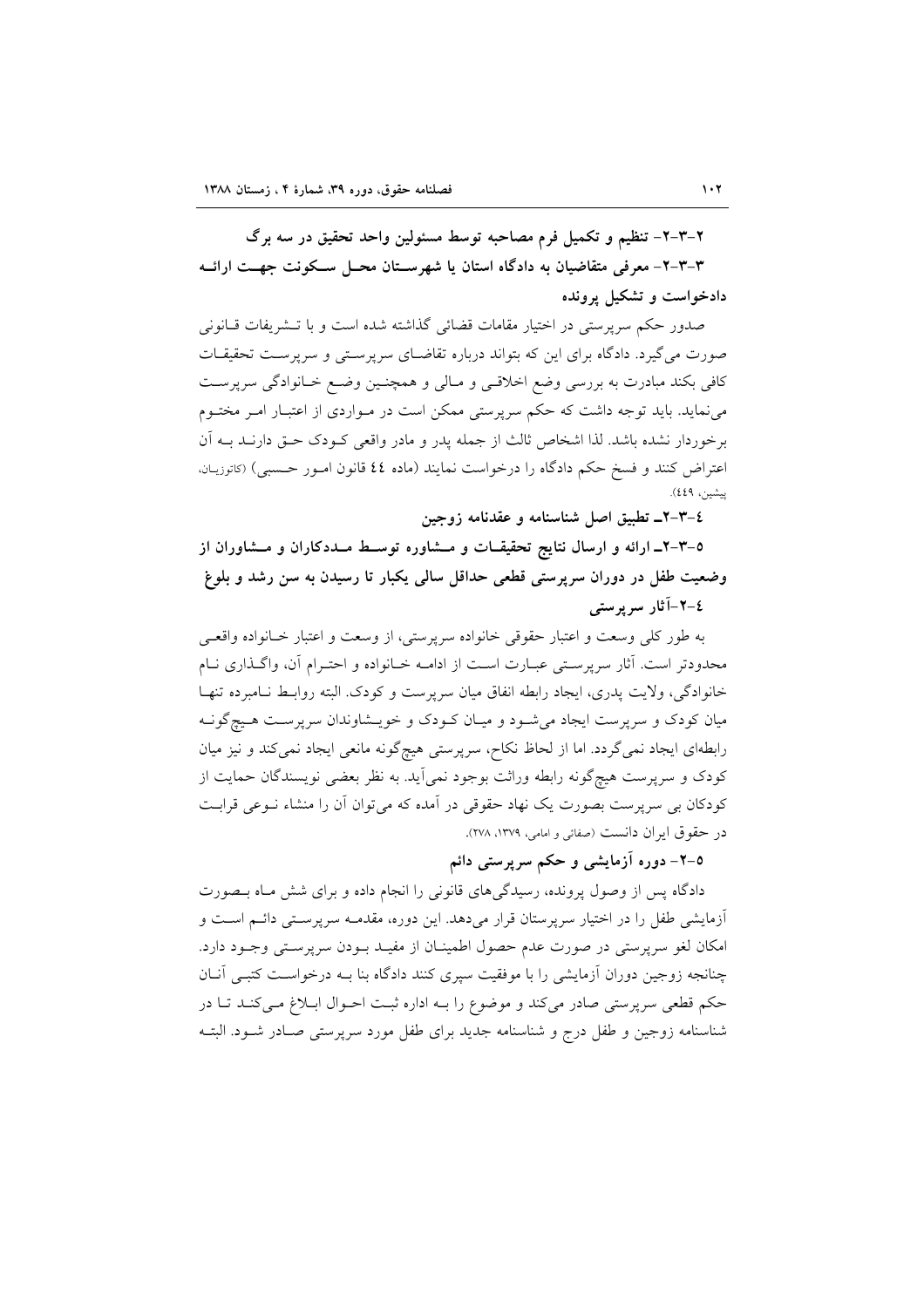**۲-۳-۲- تنظیم و تکمیل فرم مصاحبه توسط مسئولین واحد تحقیق در سه برگ**

**۳-۳-۲- معرفی متقاضیان به دادگاه استان یا شهرستان محل سکونت جهت ارائه دادخواست و تشکیل پرونده**

صدور حکم سرپرستی در اختیار مقامات قضائی گذاشته شده است و با تشریفات قانونی صورت می‌گیرد. دادگاه برای این که بتواند درباره تقاضای سرپرستی و سرپرست تحقیقات کافی بکند مبادرت به بررسی وضع اخلاقی و مالی و همچنین وضع خانوادگی سرپرست می‌نماید. باید توجه داشت که حکم سرپرستی ممکن است در مواردی از اعتبار امر مختوم برخوردار نشده باشد. لذا اشخاص ثالث از جمله پدر و مادر واقعی کودک حق دارند به آن اعتراض کنند و فسخ حکم دادگاه را درخواست نمایند (ماده ٤٤ قانون امور حسبی) (کاتوزیان، پیشین، ٤٤٩).

**٤-۳-۲ـ تطبیق اصل شناسنامه و عقدنامه زوجین**

**٥-۳-۲ـ ارائه و ارسال نتایج تحقیقات و مشاوره توسط مددکاران و مشاوران از وضعیت طفل در دوران سرپرستی قطعی حداقل سالی یکبار تا رسیدن به سن رشد و بلوغ**

**٤-۲-آثار سرپرستی**

به طور کلی وسعت و اعتبار حقوقی خانواده سرپرستی، از وسعت و اعتبار خانواده واقعی محدودتر است. آثار سرپرستی عبارت است از ادامه خانواده و احترام آن، واگذاری نام خانوادگی، ولایت پدری، ایجاد رابطه انفاق میان سرپرست و کودک. البته روابط نامبرده تنها میان کودک و سرپرست ایجاد می‌شود و میان کودک و خویشاوندان سرپرست هیچگونه رابطه‌ای ایجاد نمی‌گردد. اما از لحاظ نکاح، سرپرستی هیچ‌گونه مانعی ایجاد نمی‌کند و نیز میان کودک و سرپرست هیچ‌گونه رابطه وراثت بوجود نمی‌آید. به نظر بعضی نویسندگان حمایت از کودکان بی سرپرست بصورت یک نهاد حقوقی در آمده که می‌توان آن را منشاء نوعی قرابت در حقوق ایران دانست (صفائی و امامی، ۱۳۷۹، ۲۷۸).

**٥-۲- دوره آزمایشی و حکم سرپرستی دائم**

دادگاه پس از وصول پرونده، رسیدگی‌های قانونی را انجام داده و برای شش ماه بصورت آزمایشی طفل را در اختیار سرپرستان قرار می‌دهد. این دوره، مقدمه سرپرستی دائم است و امکان لغو سرپرستی در صورت عدم حصول اطمینان از مفید بودن سرپرستی وجود دارد. چنانچه زوجین دوران آزمایشی را با موفقیت سپری کنند دادگاه بنا به درخواست کتبی آنان حکم قطعی سرپرستی صادر می‌کند و موضوع را به اداره ثبت احوال ابلاغ می‌کند تا در شناسنامه زوجین و طفل درج و شناسنامه جدید برای طفل مورد سرپرستی صادر شود. البته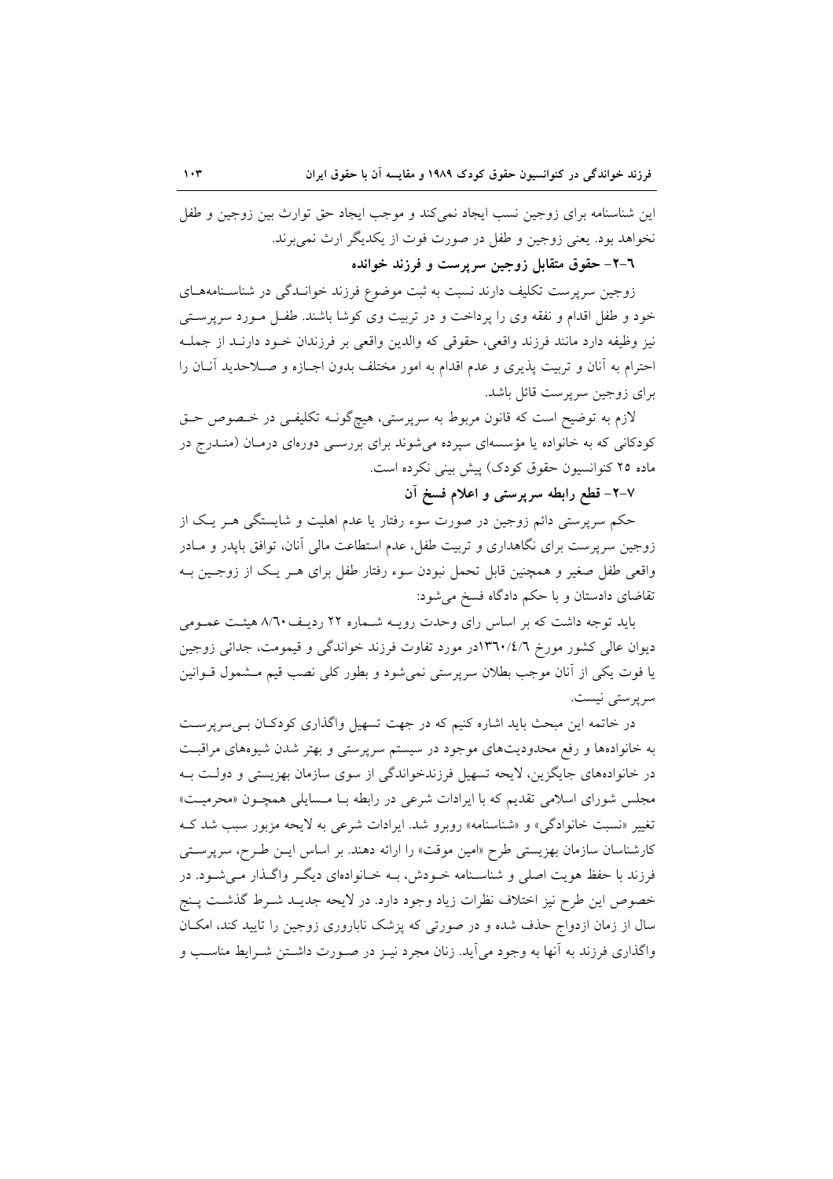این شناسنامه برای زوجین نسب ایجاد نمی‌کند و موجب ایجاد حق توارث بین زوجین و طفل نخواهد بود. یعنی زوجین و طفل در صورت فوت از یکدیگر ارث نمی‌برند.

### ٦-٢- حقوق متقابل زوجین سرپرست و فرزند خوانده

زوجین سرپرست تکلیف دارند نسبت به ثبت موضوع فرزند خواندگی در شناسنامه‌های خود و طفل اقدام و نفقه وی را پرداخت و در تربیت وی کوشا باشند. طفل مورد سرپرستی نیز وظیفه دارد مانند فرزند واقعی، حقوقی که والدین واقعی بر فرزندان خود دارند از جمله احترام به آنان و تربیت پذیری و عدم اقدام به امور مختلف بدون اجازه و صلاحدید آنان را برای زوجین سرپرست قائل باشد.

لازم به توضیح است که قانون مربوط به سرپرستی، هیچ‌گونه تکلیفی در خصوص حق کودکانی که به خانواده یا مؤسسه‌ای سپرده می‌شوند برای بررسی دوره‌ای درمان (مندرج در ماده ٢٥ کنوانسیون حقوق کودک) پیش بینی نکرده است.

### ٧-٢- قطع رابطه سرپرستی و اعلام فسخ آن

حکم سرپرستی دائم زوجین در صورت سوء رفتار یا عدم اهلیت و شایستگی هر یک از زوجین سرپرست برای نگاهداری و تربیت طفل، عدم استطاعت مالی آنان، توافق باپدر و مادر واقعی طفل صغیر و همچنین قابل تحمل نبودن سوء رفتار طفل برای هر یک از زوجین به تقاضای دادستان و با حکم دادگاه فسخ می‌شود:

باید توجه داشت که بر اساس رای وحدت رویه شماره ٢٢ ردیف ٨/٦٠ هیئت عمومی دیوان عالی کشور مورخ ١٣٦٠/٤/٦در مورد تفاوت فرزند خواندگی و قیمومت، جدائی زوجین یا فوت یکی از آنان موجب بطلان سرپرستی نمی‌شود و بطور کلی نصب قیم مشمول قوانین سرپرستی نیست.

در خاتمه این مبحث باید اشاره کنیم که در جهت تسهیل واگذاری کودکان بی‌سرپرست به خانواده‌ها و رفع محدودیت‌های موجود در سیستم سرپرستی و بهتر شدن شیوه‌های مراقبت در خانواده‌های جایگزین، لایحه تسهیل فرزندخواندگی از سوی سازمان بهزیستی و دولت به مجلس شورای اسلامی تقدیم که با ایرادات شرعی در رابطه با مسایلی همچون «محرمیت» تغییر «نسبت خانوادگی» و «شناسنامه» روبرو شد. ایرادات شرعی به لایحه مزبور سبب شد که کارشناسان سازمان بهزیستی طرح «امین موقت» را ارائه دهند. بر اساس این طرح، سرپرستی فرزند با حفظ هویت اصلی و شناسنامه خودش، به خانواده‌ای دیگر واگذار می‌شود. در خصوص این طرح نیز اختلاف نظرات زیاد وجود دارد. در لایحه جدید شرط گذشت پنج سال از زمان ازدواج حذف شده و در صورتی که پزشک ناباروری زوجین را تایید کند، امکان واگذاری فرزند به آنها به وجود می‌آید. زنان مجرد نیز در صورت داشتن شرایط مناسب و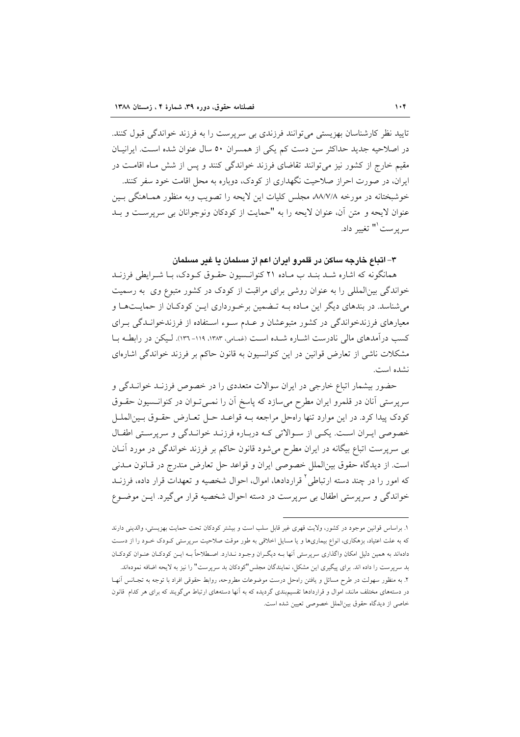تایید نظر کارشناسان بهزیستی می‌توانند فرزندی بی سرپرست را به فرزند خواندگی قبول کنند. در اصلاحیه جدید حداکثر سن دست کم یکی از همسران ۵۰ سال عنوان شده است. ایرانیان مقیم خارج از کشور نیز می‌توانند تقاضای فرزند خواندگی کنند و پس از شش ماه اقامت در ایران، در صورت احراز صلاحیت نگهداری از کودک، دوباره به محل اقامت خود سفر کنند.

خوشبختانه در مورخه ۸۸/۷/۸ مجلس کلیات این لایحه را تصویب وبه منظور هماهنگی بین عنوان لایحه و متن آن، عنوان لایحه را به "حمایت از کودکان ونوجوانان بی سرپرست و بد سرپرست[1]" تغییر داد.

### ۳- اتباع خارجه ساکن در قلمرو ایران اعم از مسلمان یا غیر مسلمان

همانگونه که اشاره شد بند ب ماده ۲۱ کنوانسیون حقوق کودک، با شرایطی فرزند خواندگی بین‌المللی را به عنوان روشی برای مراقبت از کودک در کشور متبوع وی به رسمیت می‌شناسد. در بندهای دیگر این ماده به تضمین برخورداری این کودکان از حمایت‌ها و معیارهای فرزندخواندگی در کشور متبوعشان و عدم سوء استفاده از فرزندخواندگی برای کسب درآمدهای مالی نادرست اشاره شده است (غمامی، ۱۳۸۳، ۱۱۹- ۱۳۶). لیکن در رابطه با مشکلات ناشی از تعارض قوانین در این کنوانسیون به قانون حاکم بر فرزند خواندگی اشاره‌ای نشده است.

حضور بیشمار اتباع خارجی در ایران سوالات متعددی را در خصوص فرزند خواندگی و سرپرستی آنان در قلمرو ایران مطرح می‌سازد که پاسخ آن را نمی‌توان در کنوانسیون حقوق کودک پیدا کرد. در این موارد تنها راه‌حل مراجعه به قواعد حل تعارض حقوق بین‌الملل خصوصی ایران است. یکی از سوالاتی که درباره فرزند خواندگی و سرپرستی اطفال بی سرپرست اتباع بیگانه در ایران مطرح می‌شود قانون حاکم بر فرزند خواندگی در مورد آنان است. از دیدگاه حقوق بین‌الملل خصوصی ایران و قواعد حل تعارض مندرج در قانون مدنی که امور را در چند دسته ارتباطی[2] قراردادها، اموال، احوال شخصیه و تعهدات قرار داده، فرزند خواندگی و سرپرستی اطفال بی سرپرست در دسته احوال شخصیه قرار می‌گیرد. این موضوع

---

۱. براساس قوانین موجود در کشور، ولایت قهری غیر قابل سلب است و بیشتر کودکان تحت حمایت بهزیستی، والدینی دارند که به علت اعتیاد، بزهکاری، انواع بیماری‌ها و یا مسایل اخلاقی به طور موقت صلاحیت سرپرستی کودک خود را از دست داده‌اند به همین دلیل امکان واگذاری سرپرستی آنها به دیگران وجود ندارد. اصطلاحاً به این کودکان عنوان کودکان بد سرپرست را داده اند. برای پیگیری این مشکل، نمایندگان مجلس "کودکان بد سرپرست" را نیز به لایحه اضافه نموده‌اند.

۲. به منظور سهولت در طرح مسائل و یافتن راه‌حل درست موضوعات مطروحه، روابط حقوقی افراد با توجه به تجانس آنها در دسته‌های مختلف مانند، اموال و قراردادها تقسیم‌بندی گردیده که به آنها دسته‌های ارتباط می‌گویند که برای هر کدام قانون خاصی از دیدگاه حقوق بین‌الملل خصوصی تعیین شده است.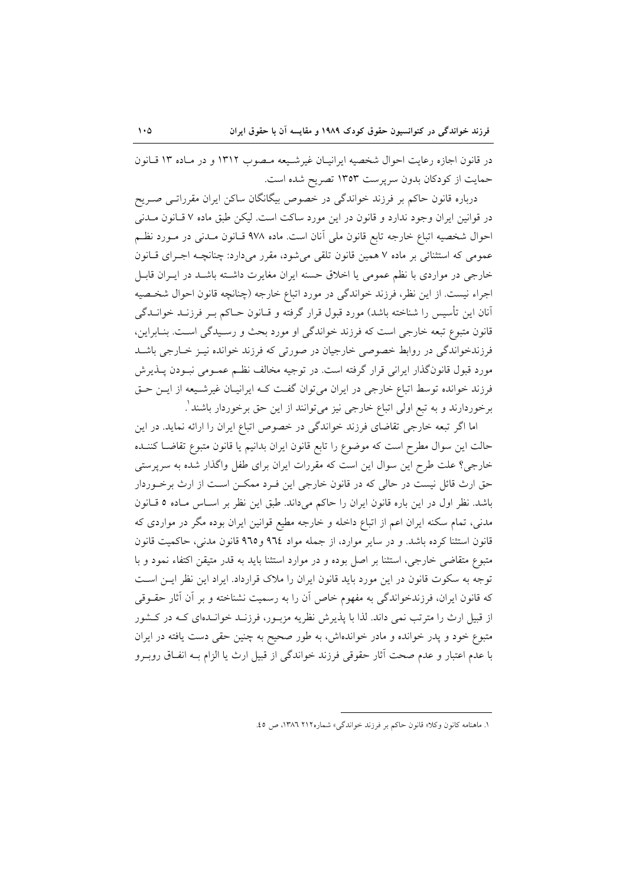در قانون اجازه رعایت احوال شخصیه ایرانیان غیرشیعه مصوب ۱۳۱۲ و در ماده ۱۳ قانون حمایت از کودکان بدون سرپرست ۱۳۵۳ تصریح شده است.

درباره قانون حاکم بر فرزند خواندگی در خصوص بیگانگان ساکن ایران مقرراتی صریح در قوانین ایران وجود ندارد و قانون در این مورد ساکت است. لیکن طبق ماده ۷ قانون مدنی احوال شخصیه اتباع خارجه تابع قانون ملی آنان است. ماده ۹۷۸ قانون مدنی در مورد نظم عمومی که استثنائی بر ماده ۷ همین قانون تلقی می‌شود، مقرر می‌دارد: چنانچه اجرای قانون خارجی در مواردی با نظم عمومی یا اخلاق حسنه ایران مغایرت داشته باشد در ایران قابل اجراء نیست. از این نظر، فرزند خواندگی در مورد اتباع خارجه (چنانچه قانون احوال شخصیه آنان این تأسیس را شناخته باشد) مورد قبول قرار گرفته و قانون حاکم بر فرزند خواندگی قانون متبوع تبعه خارجی است که فرزند خواندگی او مورد بحث و رسیدگی است. بنابراین، فرزندخواندگی در روابط خصوصی خارجیان در صورتی که فرزند خوانده نیز خارجی باشد مورد قبول قانون‌گذار ایرانی قرار گرفته است. در توجیه مخالف نظم عمومی نبودن پذیرش فرزند خوانده توسط اتباع خارجی در ایران می‌توان گفت که ایرانیان غیرشیعه از این حق برخوردارند و به تبع اولی اتباع خارجی نیز می‌توانند از این حق برخوردار باشند[1].

اما اگر تبعه خارجی تقاضای فرزند خواندگی در خصوص اتباع ایران را ارائه نماید. در این حالت این سوال مطرح است که موضوع را تابع قانون ایران بدانیم یا قانون متبوع تقاضا کننده خارجی؟ علت طرح این سوال این است که مقررات ایران برای طفل واگذار شده به سرپرستی حق ارث قائل نیست در حالی که در قانون خارجی این فرد ممکن است از ارث برخوردار باشد. نظر اول در این باره قانون ایران را حاکم می‌داند. طبق این نظر بر اساس ماده ۵ قانون مدنی، تمام سکنه ایران اعم از اتباع داخله و خارجه مطیع قوانین ایران بوده مگر در مواردی که قانون استثنا کرده باشد. و در سایر موارد، از جمله مواد ۹٦٤ و۹٦٥ قانون مدنی، حاکمیت قانون متبوع متقاضی خارجی، استثنا بر اصل بوده و در موارد استثنا باید به قدر متیقن اکتفاء نمود و با توجه به سکوت قانون در این مورد باید قانون ایران را ملاک قرارداد. ایراد این نظر این است که قانون ایران، فرزندخواندگی به مفهوم خاص آن را به رسمیت نشناخته و بر آن آثار حقوقی از قبیل ارث را مترتب نمی داند. لذا با پذیرش نظریه مزبور، فرزند خوانده‌ای که در کشور متبوع خود و پدر خوانده و مادر خوانده‌اش، به طور صحیح به چنین حقی دست یافته در ایران با عدم اعتبار و عدم صحت آثار حقوقی فرزند خواندگی از قبیل ارث یا الزام به انفاق روبرو

---

۱. ماهنامه کانون وکلا» قانون حاکم بر فرزند خواندگی» شماره۲۱۲ ۱۳۸٦، ص ٤٥.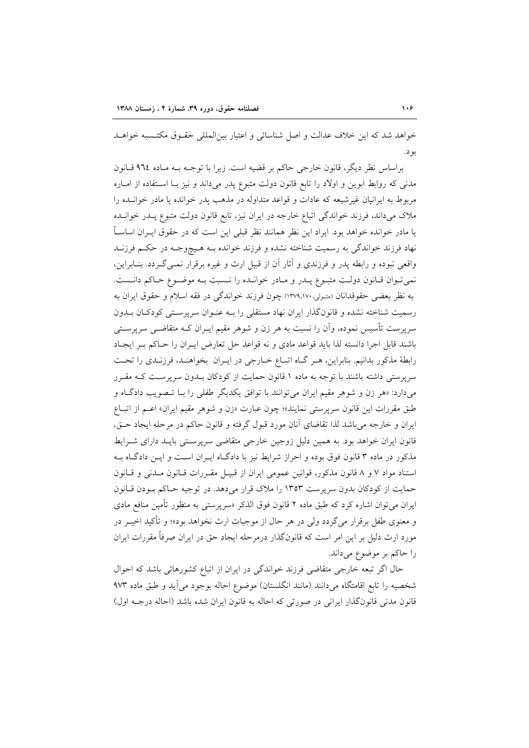خواهد شد که این خلاف عدالت و اصل شناسائی و اعتبار بین‌المللی حقوق مکتسبه خواهد بود.

براساس نظر دیگر، قانون خارجی حاکم بر قضیه است. زیرا با توجه به ماده ۹٦٤ قانون مدنی که روابط ابوین و اولاد را تابع قانون دولت متبوع پدر می‌داند و نیز با استفاده از اماره مربوط به ایرانیان غیرشیعه که عادات و قواعد متداوله در مذهب پدر خوانده یا مادر خوانده را ملاک می‌داند، فرزند خواندگی اتباع خارجه در ایران نیز، تابع قانون دولت متبوع پدر خوانده یا مادر خوانده خواهد بود. ایراد این نظر همانند نظر قبلی این است که در حقوق ایران اساساً نهاد فرزند خواندگی به رسمیت شناخته نشده و فرزند خوانده به هیچوجه در حکم فرزند واقعی نبوده و رابطه پدر و فرزندی و آثار آن از قبیل ارث و غیره برقرار نمی‌گردد. بنابراین، نمی‌توان قانون دولت متبوع پدر و مادر خوانده را نسبت به موضوع حاکم دانست. به نظر بعضی حقوقدانان (متولی،۱۳۷۹،۱۷۰) چون فرزند خواندگی در فقه اسلام و حقوق ایران به رسمیت شناخته نشده و قانونگذار ایران نهاد مستقلی را به عنوان سرپرستی کودکان بدون سرپرست تأسیس نموده، وآن را نسبت به هر زن و شوهر مقیم ایران که متقاضی سرپرستی باشند قابل اجرا دانسته لذا باید قواعد مادی و نه قواعد حل تعارض ایران را حاکم بر ایجاد رابطهٔ مذکور بدانیم. بنابراین، هر گاه اتباع خارجی در ایران بخواهند، فرزندی را تحت سرپرستی داشته باشند با توجه به ماده ۱ قانون حمایت از کودکان بدون سرپرست که مقرر می‌دارد: «هر زن و شوهر مقیم ایران می‌توانند با توافق یکدیگر طفلی را با تصویب دادگاه و طبق مقررات این قانون سرپرستی نمایند»؛ چون عبارت «زن و شوهر مقیم ایران» اعم از اتباع ایران و خارجه می‌باشد لذا تقاضای آنان مورد قبول گرفته و قانون حاکم در مرحله ایجاد حق، قانون ایران خواهد بود. به همین دلیل زوجین خارجی متقاضی سرپرستی باید دارای شرایط مذکور در ماده ۳ قانون فوق بوده و احراز شرایط نیز با دادگاه ایران است و این دادگاه به استناد مواد ۷ و ۸ قانون مذکور، قوانین عمومی ایران از قبیل مقررات قانون مدنی و قانون حمایت از کودکان بدون سرپرست ۱۳۵۳ را ملاک قرار می‌دهد. در توجیه حاکم بودن قانون ایران می‌توان اشاره کرد که طبق ماده ۲ قانون فوق الذکر «سرپرستی به منظور تأمین منافع مادی و معنوی طفل برقرار می‌گردد ولی در هر حال از موجبات ارث نخواهد بود»؛ و تأکید اخیر در مورد ارث دلیل بر این امر است که قانونگذار درمرحله ایجاد حق در ایران صرفاً مقررات ایران را حاکم بر موضوع می‌داند.

حال اگر تبعه خارجی متقاضی فرزند خواندگی در ایران از اتباع کشورهائی باشد که احوال شخصیه را تابع اقامتگاه می‌دانند (مانند انگلستان) موضوع احاله بوجود می‌آید و طبق ماده ۹۷۳ قانون مدنی قانونگذار ایرانی در صورتی که احاله به قانون ایران شده باشد (احاله درجه اول)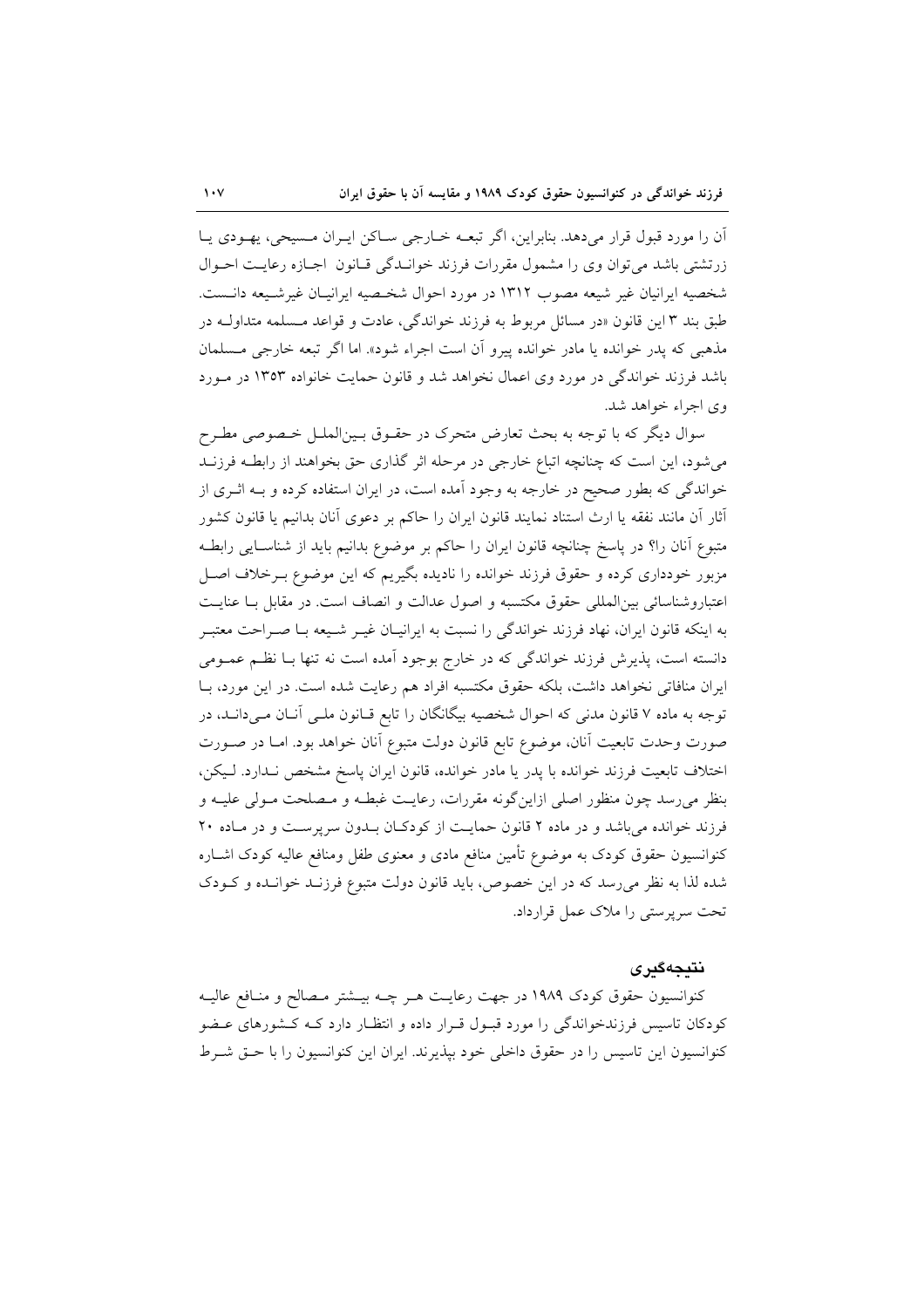آن را مورد قبول قرار می‌دهد. بنابراین، اگر تبعه خارجی ساکن ایران مسیحی، یهودی یا زرتشتی باشد می‌توان وی را مشمول مقررات فرزند خواندگی قانون اجازه رعایت احوال شخصیه ایرانیان غیر شیعه مصوب ۱۳۱۲ در مورد احوال شخصیه ایرانیان غیرشیعه دانست. طبق بند ۳ این قانون «در مسائل مربوط به فرزند خواندگی، عادت و قواعد مسلمه متداوله در مذهبی که پدر خوانده یا مادر خوانده پیرو آن است اجراء شود». اما اگر تبعه خارجی مسلمان باشد فرزند خواندگی در مورد وی اعمال نخواهد شد و قانون حمایت خانواده ۱۳۵۳ در مورد وی اجراء خواهد شد.

سوال دیگر که با توجه به بحث تعارض متحرک در حقوق بین‌الملل خصوصی مطرح می‌شود، این است که چنانچه اتباع خارجی در مرحله اثر گذاری حق بخواهند از رابطه فرزند خواندگی که بطور صحیح در خارجه به وجود آمده است، در ایران استفاده کرده و به اثری از آثار آن مانند نفقه یا ارث استناد نمایند قانون ایران را حاکم بر دعوی آنان بدانیم یا قانون کشور متبوع آنان را؟ در پاسخ چنانچه قانون ایران را حاکم بر موضوع بدانیم باید از شناسایی رابطه مزبور خودداری کرده و حقوق فرزند خوانده را نادیده بگیریم که این موضوع برخلاف اصل اعتباروشناسائی بین‌المللی حقوق مکتسبه و اصول عدالت و انصاف است. در مقابل با عنایت به اینکه قانون ایران، نهاد فرزند خواندگی را نسبت به ایرانیان غیر شیعه با صراحت معتبر دانسته است، پذیرش فرزند خواندگی که در خارج بوجود آمده است نه تنها با نظم عمومی ایران منافاتی نخواهد داشت، بلکه حقوق مکتسبه افراد هم رعایت شده است. در این مورد، با توجه به ماده ۷ قانون مدنی که احوال شخصیه بیگانگان را تابع قانون ملی آنان می‌داند، در صورت وحدت تابعیت آنان، موضوع تابع قانون دولت متبوع آنان خواهد بود. اما در صورت اختلاف تابعیت فرزند خوانده با پدر یا مادر خوانده، قانون ایران پاسخ مشخص ندارد. لیکن، بنظر می‌رسد چون منظور اصلی ازاین‌گونه مقررات، رعایت غبطه و مصلحت مولی علیه و فرزند خوانده می‌باشد و در ماده ۲ قانون حمایت از کودکان بدون سرپرست و در ماده ۲۰ کنوانسیون حقوق کودک به موضوع تأمین منافع مادی و معنوی طفل ومنافع عالیه کودک اشاره شده لذا به نظر می‌رسد که در این خصوص، باید قانون دولت متبوع فرزند خوانده و کودک تحت سرپرستی را ملاک عمل قرارداد.

## نتیجه‌گیری

کنوانسیون حقوق کودک ۱۹۸۹ در جهت رعایت هر چه بیشتر مصالح و منافع عالیه کودکان تاسیس فرزندخواندگی را مورد قبول قرار داده و انتظار دارد که کشورهای عضو کنوانسیون این تاسیس را در حقوق داخلی خود بپذیرند. ایران این کنوانسیون را با حق شرط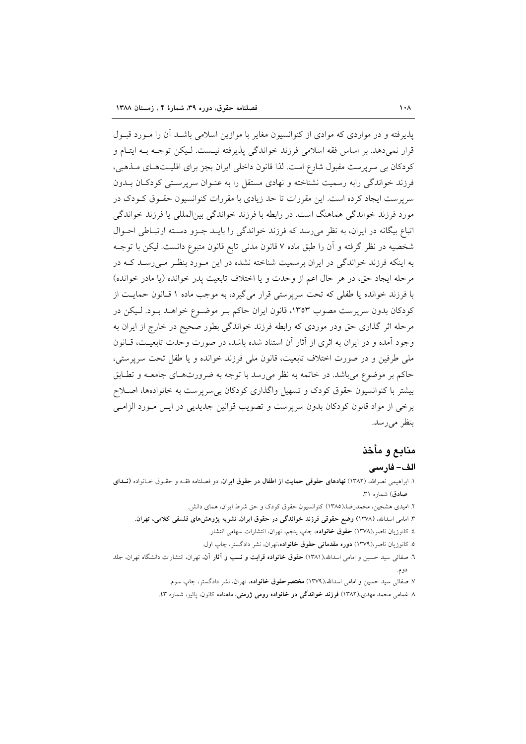پذیرفته و در مواردی که موادی از کنوانسیون مغایر با موازین اسلامی باشد آن را مورد قبول قرار نمی‌دهد. بر اساس فقه اسلامی فرزند خواندگی پذیرفته نیست. لیکن توجه به ایتام و کودکان بی سرپرست مقبول شارع است. لذا قانون داخلی ایران بجز برای اقلیت‌های مذهبی، فرزند خواندگی رابه رسمیت نشناخته و نهادی مستقل را به عنوان سرپرستی کودکان بدون سرپرست ایجاد کرده است. این مقررات تا حد زیادی با مقررات کنوانسیون حقوق کودک در مورد فرزند خواندگی هماهنگ است. در رابطه با فرزند خواندگی بین‌المللی یا فرزند خواندگی اتباع بیگانه در ایران، به نظر می‌رسد که فرزند خواندگی را باید جزو دسته ارتباطی احوال شخصیه در نظر گرفته و آن را طبق ماده ۷ قانون مدنی تابع قانون متبوع دانست. لیکن با توجه به اینکه فرزند خواندگی در ایران برسمیت شناخته نشده در این مورد بنظر می‌رسد که در مرحله ایجاد حق، در هر حال اعم از وحدت و یا اختلاف تابعیت پدر خوانده (یا مادر خوانده) با فرزند خوانده یا طفلی که تحت سرپرستی قرار می‌گیرد، به موجب ماده ۱ قانون حمایت از کودکان بدون سرپرست مصوب ۱۳۵۳، قانون ایران حاکم بر موضوع خواهد بود. لیکن در مرحله اثر گذاری حق ودر موردی که رابطه فرزند خواندگی بطور صحیح در خارج از ایران به وجود آمده و در ایران به اثری از آثار آن استناد شده باشد، در صورت وحدت تابعیت، قانون ملی طرفین و در صورت اختلاف تابعیت، قانون ملی فرزند خوانده و یا طفل تحت سرپرستی، حاکم بر موضوع می‌باشد. در خاتمه به نظر می‌رسد با توجه به ضرورت‌های جامعه و تطابق بیشتر با کنوانسیون حقوق کودک و تسهیل واگذاری کودکان بی‌سرپرست به خانواده‌ها، اصلاح برخی از مواد قانون کودکان بدون سرپرست و تصویب قوانین جدیدیی در این مورد الزامی بنظر می‌رسد.

## منابع و مأخذ

### الف- فارسی

۱. ابراهیمی نصرالله، (۱۳۸۲) **نهادهای حقوقی حمایت از اطفال در حقوق ایران**، دو فصلنامه فقه و حقوق خانواده (**ندای صادق**) شماره ۳۱.

۲. امیدی هشجین، محمدرضا،(۱۳۸۵) کنوانسیون حقوق کودک و حق شرط ایران، همای دانش.

۳. امامی اسدالله، (۱۳۷۸) **وضع حقوقی فرزند خواندگی در حقوق ایران، نشریه پژوهش‌های فلسفی کلامی، تهران.**

٤. کاتوزیان ناصر،(۱۳۷۸) **حقوق خانواده**، چاپ پنجم، تهران، انتشارات سهامی انتشار.

٥. کاتوزیان ناصر،(۱۳۷۹) **دوره مقدماتی حقوق خانواده**،تهران، نشر دادگستر، چاپ اول.

٦. صفائی سید حسین و امامی اسدالله،(۱۳۸۱) **حقوق خانواده قرابت و نسب و آثار آن**، تهران، انتشارات دانشگاه تهران، جلد دوم.

۷. صفائی سید حسین و امامی اسدالله،(۱۳۷۹) **مختصرحقوق خانواده**، تهران، نشر دادگستر، چاپ سوم.

۸. غمامی محمد مهدی،(۱۳۸۲) **فرزند خواندگی در خانواده رومی ژرمنی**، ماهنامه کانون، پائیز، شماره ٤٣.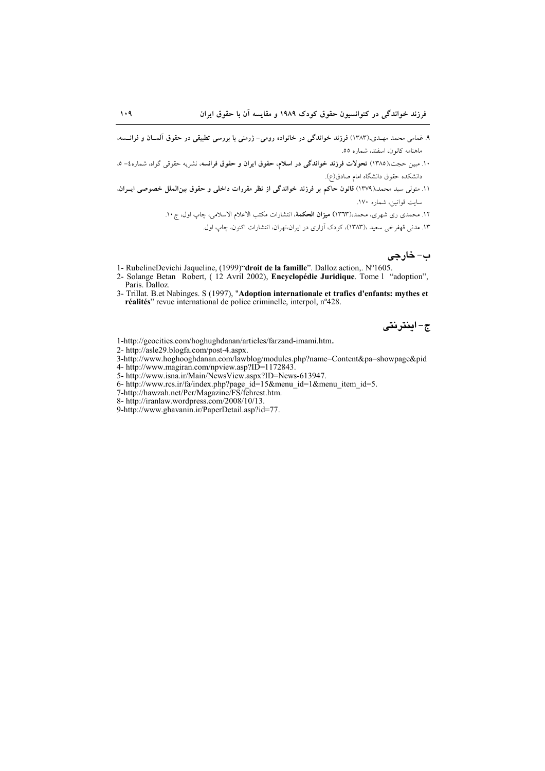۹. غمامی محمد مهدی،(۱۳۸۳) **فرزند خواندگی در خانواده رومی- ژرمنی با بررسی تطبیقی در حقوق آلمان و فرانسه**، ماهنامه کانون، اسفند، شماره ۵۵.

۱۰. مبین حجت،(۱۳۸۵) **تحولات فرزند خواندگی در اسلام، حقوق ایران و حقوق فرانسه**، نشریه حقوقی گواه، شماره٤- ۵، دانشکده حقوق دانشگاه امام صادق(ع).

۱۱. متولی سید محمد،(۱۳۷۹) **قانون حاکم بر فرزند خواندگی از نظر مقررات داخلی و حقوق بین‌الملل خصوصی ایران**، سایت قوانین، شماره ۱۷۰.

۱۲. محمدی ری شهری، محمد،(۱۳٦۳) **میزان الحکمة**، انتشارات مکتب الاعلام الاسلامی، چاپ اول، ج ۱۰.

۱۳. مدنی قهفرخی سعید ،(۱۳۸۳)، کودک آزاری در ایران،تهران، انتشارات اکنون، چاپ اول.

## ب- خارجی

1- RubelineDevichi Jaqueline, (1999)"**droit de la famille**". Dalloz action,. Nº1605.

2- Solange Betan Robert, ( 12 Avril 2002), **Encyclopédie Juridique**. Tome l "adoption", Paris. Dalloz.

3- Trillat. B.et Nabinges. S (1997), "**Adoption internationale et trafics d'enfants: mythes et réalités**" revue international de police criminelle, interpol, nº428.

## ج- اینترنتی

1-http://geocities.com/hoghughdanan/articles/farzand-imami.htm.

2- http://asle29.blogfa.com/post-4.aspx.

3-http://www.hoghooghdanan.com/lawblog/modules.php?name=Content&pa=showpage&pid

4- http://www.magiran.com/npview.asp?ID=1172843.

5- http://www.isna.ir/Main/NewsView.aspx?ID=News-613947.

6- http://www.rcs.ir/fa/index.php?page_id=15&menu_id=1&menu_item_id=5.

7-http://hawzah.net/Per/Magazine/FS/fehrest.htm.

8- http://iranlaw.wordpress.com/2008/10/13.

9-http://www.ghavanin.ir/PaperDetail.asp?id=77.